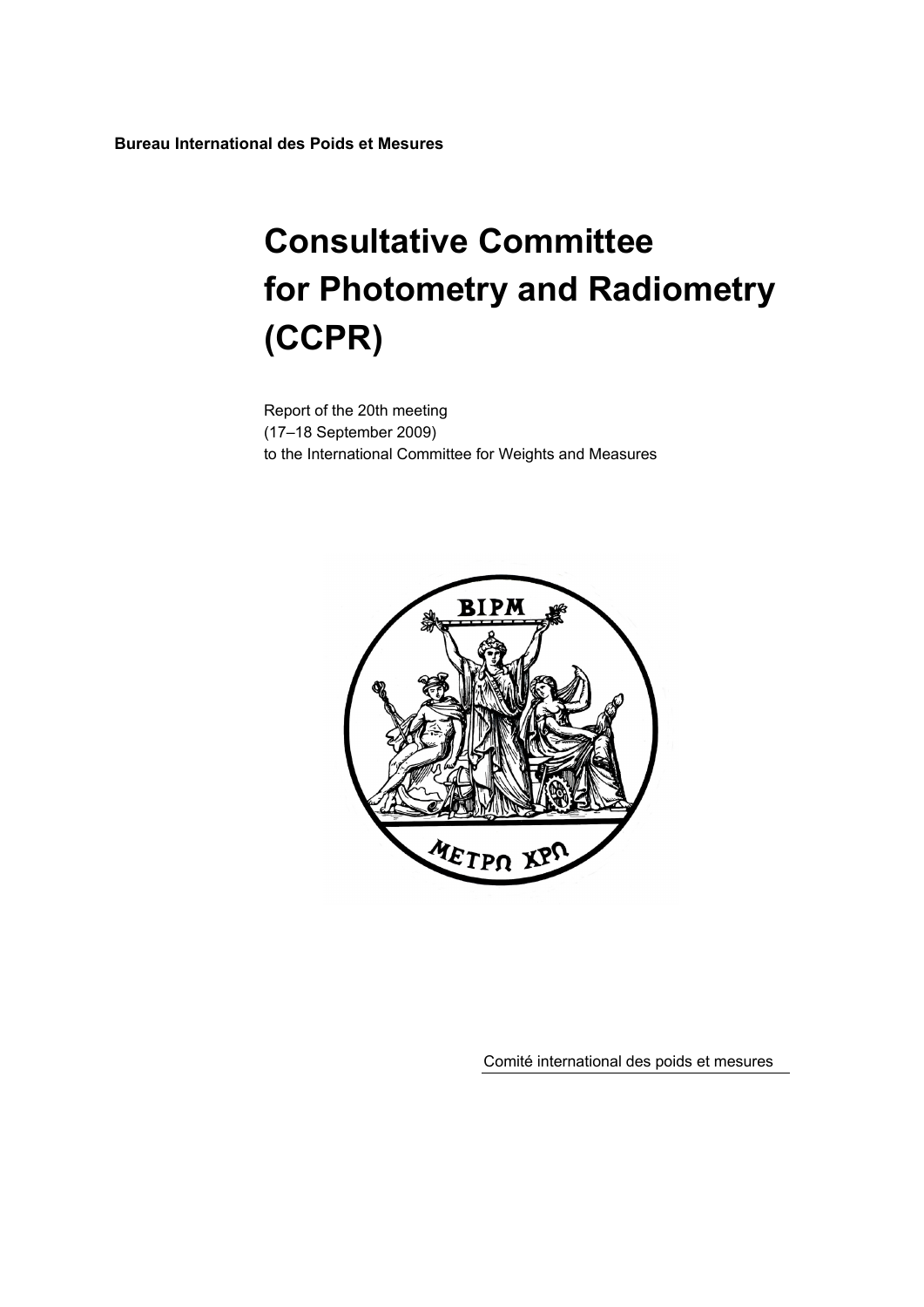**Bureau International des Poids et Mesures**

# Consultative Committee for Photometry and Radiometry (CCPR)

Report of the 20th meeting
(17–18 September 2009)
to the International Committee for Weights and Measures

Comité international des poids et mesures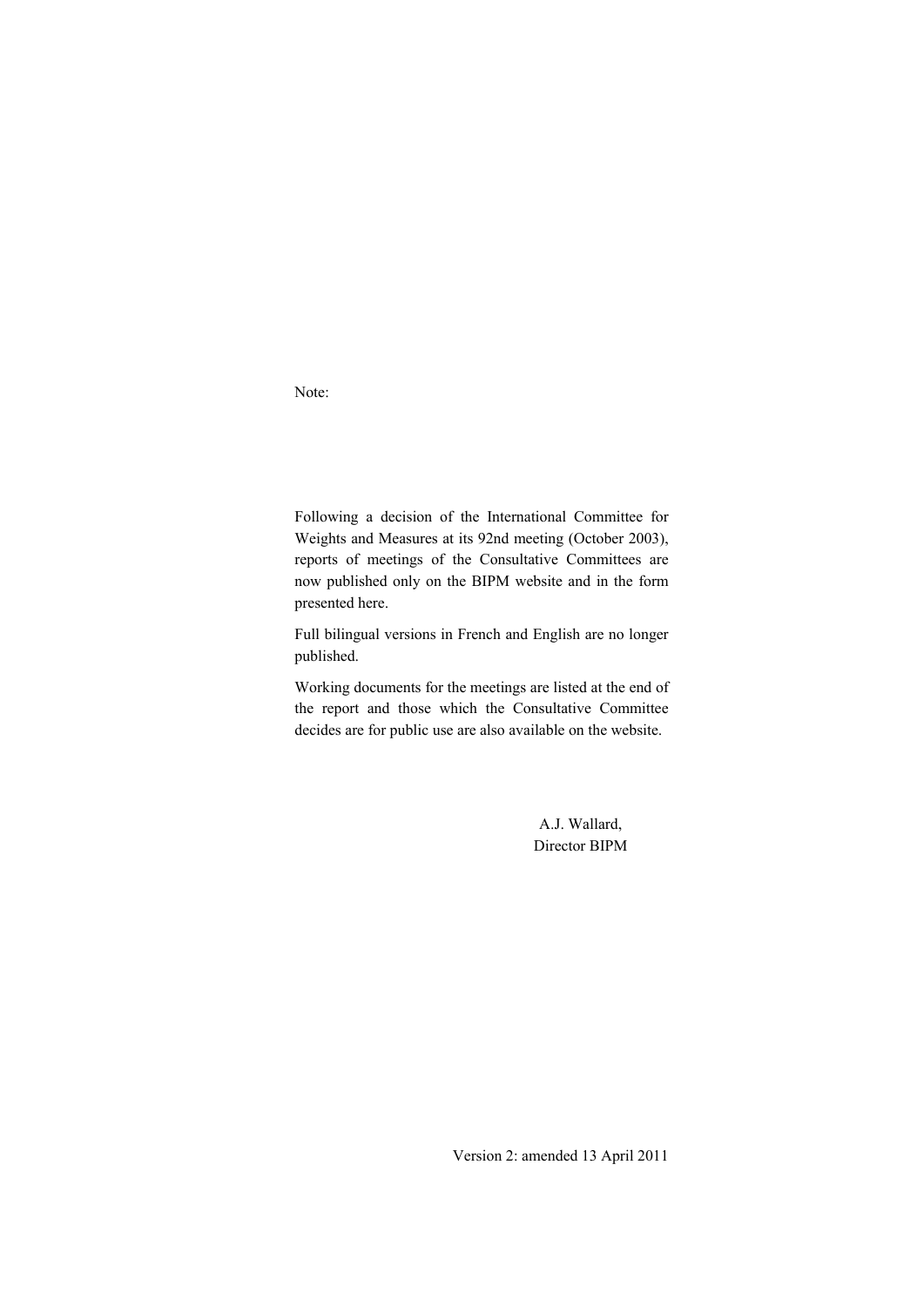Note:

Following a decision of the International Committee for Weights and Measures at its 92nd meeting (October 2003), reports of meetings of the Consultative Committees are now published only on the BIPM website and in the form presented here.

Full bilingual versions in French and English are no longer published.

Working documents for the meetings are listed at the end of the report and those which the Consultative Committee decides are for public use are also available on the website.

A.J. Wallard,
Director BIPM

Version 2: amended 13 April 2011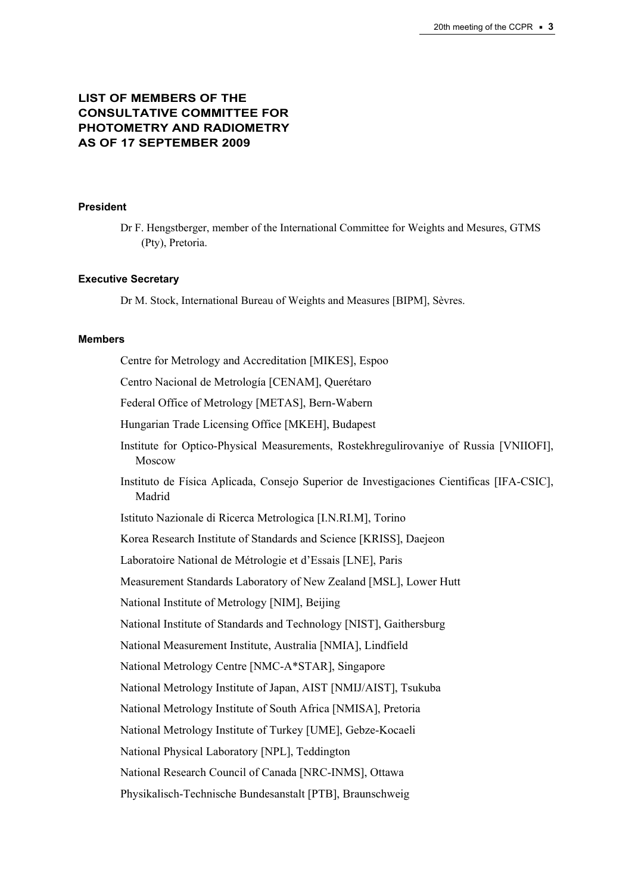## LIST OF MEMBERS OF THE CONSULTATIVE COMMITTEE FOR PHOTOMETRY AND RADIOMETRY AS OF 17 SEPTEMBER 2009

### President

Dr F. Hengstberger, member of the International Committee for Weights and Mesures, GTMS (Pty), Pretoria.

### Executive Secretary

Dr M. Stock, International Bureau of Weights and Measures [BIPM], Sèvres.

### Members

Centre for Metrology and Accreditation [MIKES], Espoo

Centro Nacional de Metrología [CENAM], Querétaro

Federal Office of Metrology [METAS], Bern-Wabern

Hungarian Trade Licensing Office [MKEH], Budapest

Institute for Optico-Physical Measurements, Rostekhregulirovaniye of Russia [VNIIOFI], Moscow

Instituto de Física Aplicada, Consejo Superior de Investigaciones Cientificas [IFA-CSIC], Madrid

Istituto Nazionale di Ricerca Metrologica [I.N.RI.M], Torino

Korea Research Institute of Standards and Science [KRISS], Daejeon

Laboratoire National de Métrologie et d'Essais [LNE], Paris

Measurement Standards Laboratory of New Zealand [MSL], Lower Hutt

National Institute of Metrology [NIM], Beijing

National Institute of Standards and Technology [NIST], Gaithersburg

National Measurement Institute, Australia [NMIA], Lindfield

National Metrology Centre [NMC-A*STAR], Singapore

National Metrology Institute of Japan, AIST [NMIJ/AIST], Tsukuba

National Metrology Institute of South Africa [NMISA], Pretoria

National Metrology Institute of Turkey [UME], Gebze-Kocaeli

National Physical Laboratory [NPL], Teddington

National Research Council of Canada [NRC-INMS], Ottawa

Physikalisch-Technische Bundesanstalt [PTB], Braunschweig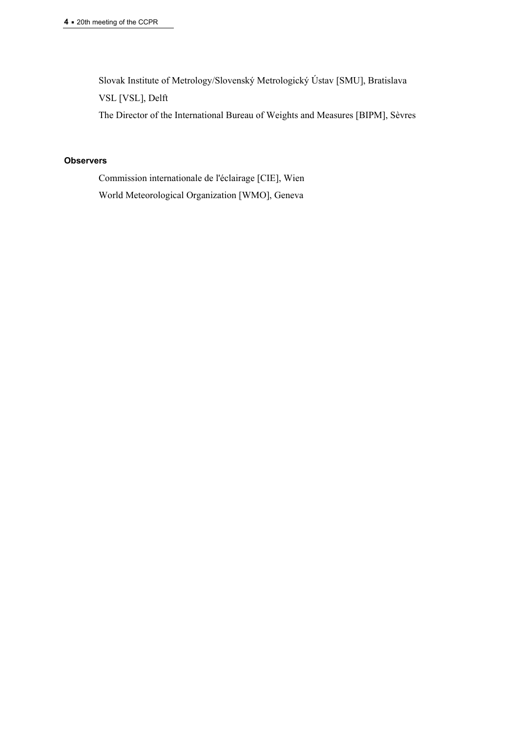Slovak Institute of Metrology/Slovenský Metrologický Ústav [SMU], Bratislava

VSL [VSL], Delft

The Director of the International Bureau of Weights and Measures [BIPM], Sèvres

**Observers**

Commission internationale de l'éclairage [CIE], Wien

World Meteorological Organization [WMO], Geneva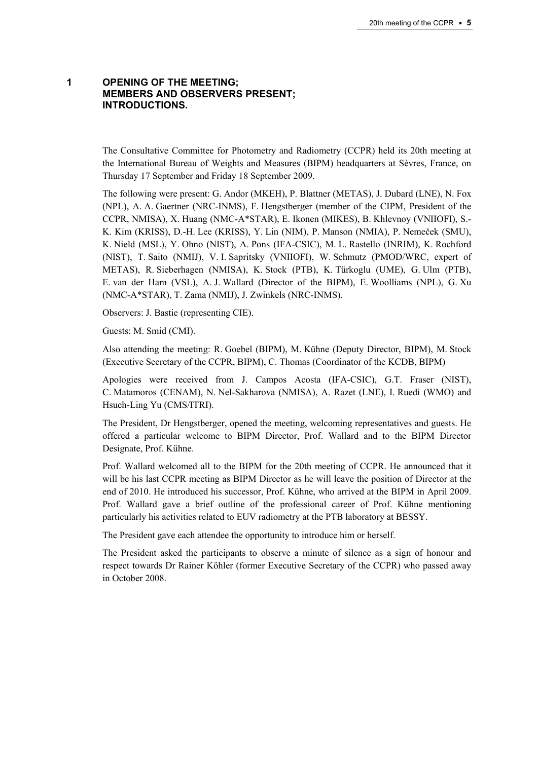# 1 OPENING OF THE MEETING; MEMBERS AND OBSERVERS PRESENT; INTRODUCTIONS.

The Consultative Committee for Photometry and Radiometry (CCPR) held its 20th meeting at the International Bureau of Weights and Measures (BIPM) headquarters at Sèvres, France, on Thursday 17 September and Friday 18 September 2009.

The following were present: G. Andor (MKEH), P. Blattner (METAS), J. Dubard (LNE), N. Fox (NPL), A. A. Gaertner (NRC-INMS), F. Hengstberger (member of the CIPM, President of the CCPR, NMISA), X. Huang (NMC-A*STAR), E. Ikonen (MIKES), B. Khlevnoy (VNIIOFI), S.-K. Kim (KRISS), D.-H. Lee (KRISS), Y. Lin (NIM), P. Manson (NMIA), P. Nemeček (SMU), K. Nield (MSL), Y. Ohno (NIST), A. Pons (IFA-CSIC), M. L. Rastello (INRIM), K. Rochford (NIST), T. Saito (NMIJ), V. I. Sapritsky (VNIIOFI), W. Schmutz (PMOD/WRC, expert of METAS), R. Sieberhagen (NMISA), K. Stock (PTB), K. Türkoglu (UME), G. Ulm (PTB), E. van der Ham (VSL), A. J. Wallard (Director of the BIPM), E. Woolliams (NPL), G. Xu (NMC-A*STAR), T. Zama (NMIJ), J. Zwinkels (NRC-INMS).

Observers: J. Bastie (representing CIE).

Guests: M. Smid (CMI).

Also attending the meeting: R. Goebel (BIPM), M. Kühne (Deputy Director, BIPM), M. Stock (Executive Secretary of the CCPR, BIPM), C. Thomas (Coordinator of the KCDB, BIPM)

Apologies were received from J. Campos Acosta (IFA-CSIC), G.T. Fraser (NIST), C. Matamoros (CENAM), N. Nel-Sakharova (NMISA), A. Razet (LNE), I. Ruedi (WMO) and Hsueh-Ling Yu (CMS/ITRI).

The President, Dr Hengstberger, opened the meeting, welcoming representatives and guests. He offered a particular welcome to BIPM Director, Prof. Wallard and to the BIPM Director Designate, Prof. Kühne.

Prof. Wallard welcomed all to the BIPM for the 20th meeting of CCPR. He announced that it will be his last CCPR meeting as BIPM Director as he will leave the position of Director at the end of 2010. He introduced his successor, Prof. Kühne, who arrived at the BIPM in April 2009. Prof. Wallard gave a brief outline of the professional career of Prof. Kühne mentioning particularly his activities related to EUV radiometry at the PTB laboratory at BESSY.

The President gave each attendee the opportunity to introduce him or herself.

The President asked the participants to observe a minute of silence as a sign of honour and respect towards Dr Rainer Köhler (former Executive Secretary of the CCPR) who passed away in October 2008.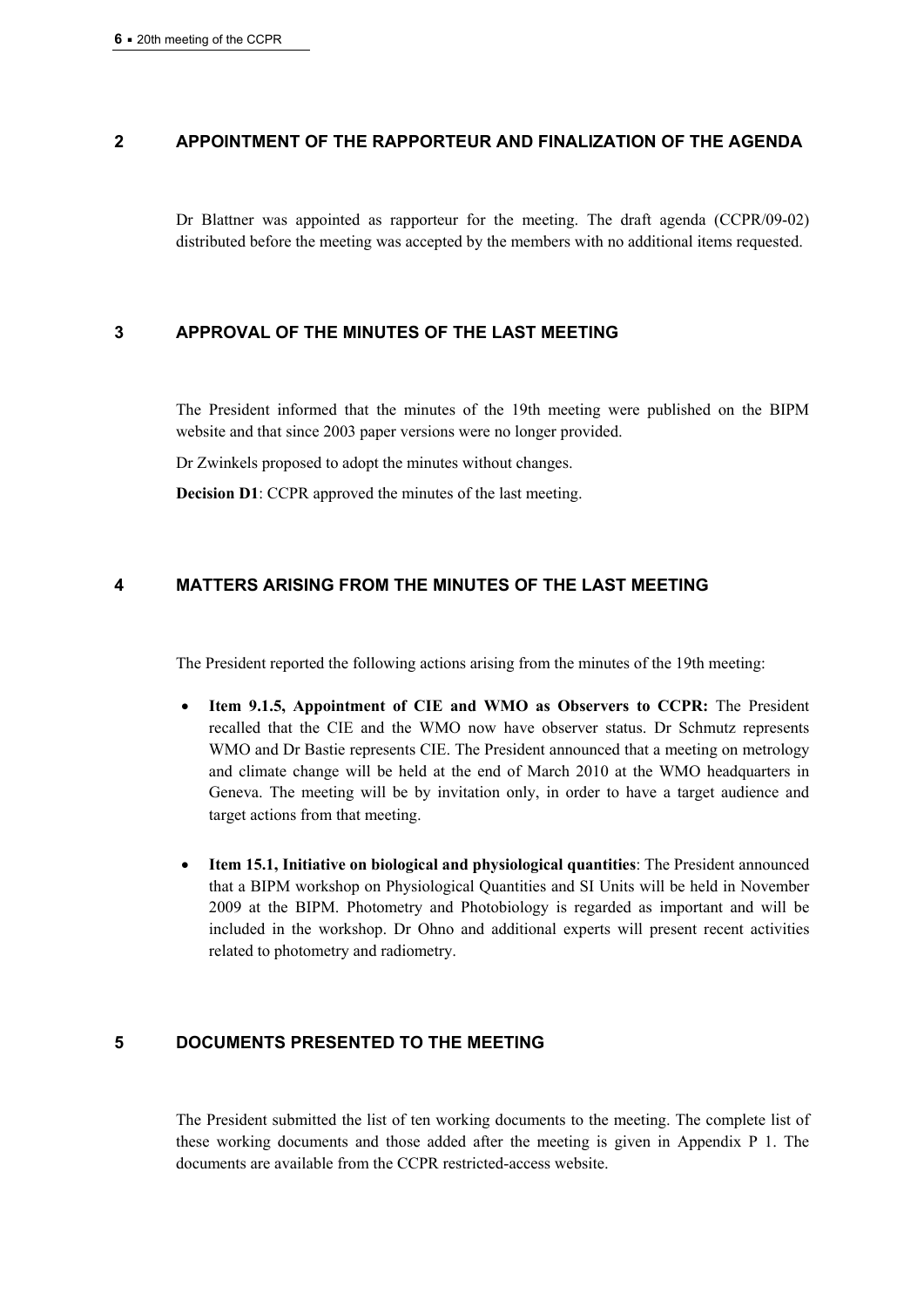## 2 APPOINTMENT OF THE RAPPORTEUR AND FINALIZATION OF THE AGENDA

Dr Blattner was appointed as rapporteur for the meeting. The draft agenda (CCPR/09-02) distributed before the meeting was accepted by the members with no additional items requested.

## 3 APPROVAL OF THE MINUTES OF THE LAST MEETING

The President informed that the minutes of the 19th meeting were published on the BIPM website and that since 2003 paper versions were no longer provided.

Dr Zwinkels proposed to adopt the minutes without changes.

**Decision D1**: CCPR approved the minutes of the last meeting.

## 4 MATTERS ARISING FROM THE MINUTES OF THE LAST MEETING

The President reported the following actions arising from the minutes of the 19th meeting:

- **Item 9.1.5, Appointment of CIE and WMO as Observers to CCPR:** The President recalled that the CIE and the WMO now have observer status. Dr Schmutz represents WMO and Dr Bastie represents CIE. The President announced that a meeting on metrology and climate change will be held at the end of March 2010 at the WMO headquarters in Geneva. The meeting will be by invitation only, in order to have a target audience and target actions from that meeting.

- **Item 15.1, Initiative on biological and physiological quantities**: The President announced that a BIPM workshop on Physiological Quantities and SI Units will be held in November 2009 at the BIPM. Photometry and Photobiology is regarded as important and will be included in the workshop. Dr Ohno and additional experts will present recent activities related to photometry and radiometry.

## 5 DOCUMENTS PRESENTED TO THE MEETING

The President submitted the list of ten working documents to the meeting. The complete list of these working documents and those added after the meeting is given in Appendix P 1. The documents are available from the CCPR restricted-access website.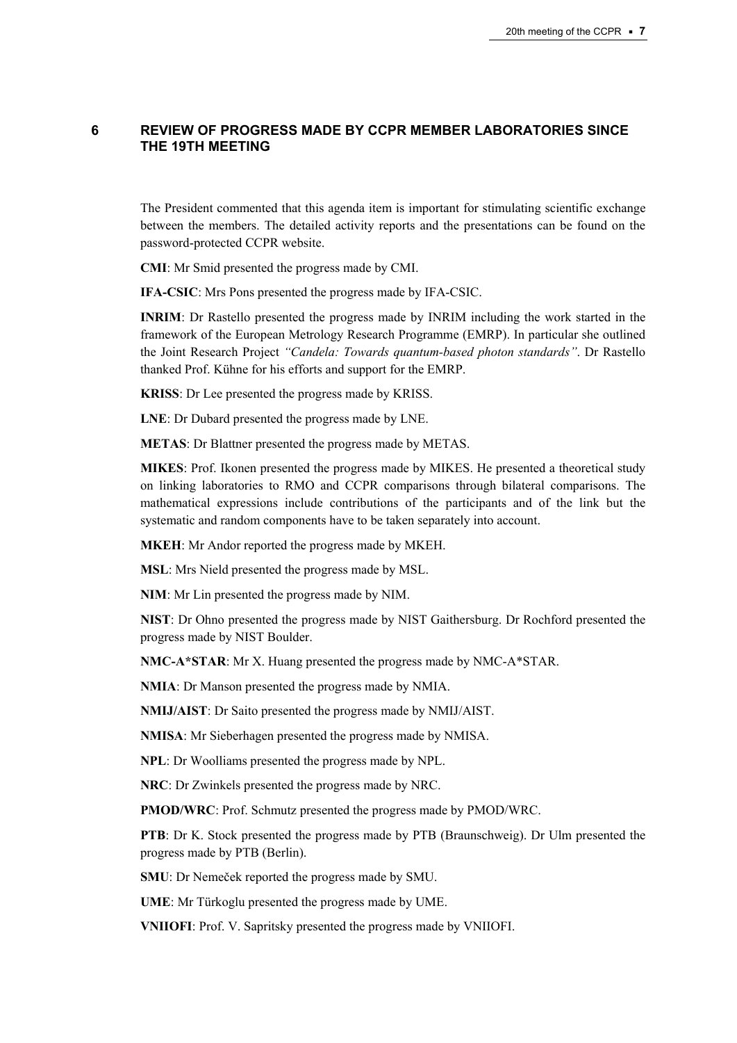## 6 REVIEW OF PROGRESS MADE BY CCPR MEMBER LABORATORIES SINCE THE 19TH MEETING

The President commented that this agenda item is important for stimulating scientific exchange between the members. The detailed activity reports and the presentations can be found on the password-protected CCPR website.

**CMI**: Mr Smid presented the progress made by CMI.

**IFA-CSIC**: Mrs Pons presented the progress made by IFA-CSIC.

**INRIM**: Dr Rastello presented the progress made by INRIM including the work started in the framework of the European Metrology Research Programme (EMRP). In particular she outlined the Joint Research Project *"Candela: Towards quantum-based photon standards"*. Dr Rastello thanked Prof. Kühne for his efforts and support for the EMRP.

**KRISS**: Dr Lee presented the progress made by KRISS.

**LNE**: Dr Dubard presented the progress made by LNE.

**METAS**: Dr Blattner presented the progress made by METAS.

**MIKES**: Prof. Ikonen presented the progress made by MIKES. He presented a theoretical study on linking laboratories to RMO and CCPR comparisons through bilateral comparisons. The mathematical expressions include contributions of the participants and of the link but the systematic and random components have to be taken separately into account.

**MKEH**: Mr Andor reported the progress made by MKEH.

**MSL**: Mrs Nield presented the progress made by MSL.

**NIM**: Mr Lin presented the progress made by NIM.

**NIST**: Dr Ohno presented the progress made by NIST Gaithersburg. Dr Rochford presented the progress made by NIST Boulder.

**NMC-A*STAR**: Mr X. Huang presented the progress made by NMC-A*STAR.

**NMIA**: Dr Manson presented the progress made by NMIA.

**NMIJ/AIST**: Dr Saito presented the progress made by NMIJ/AIST.

**NMISA**: Mr Sieberhagen presented the progress made by NMISA.

**NPL**: Dr Woolliams presented the progress made by NPL.

**NRC**: Dr Zwinkels presented the progress made by NRC.

**PMOD/WRC**: Prof. Schmutz presented the progress made by PMOD/WRC.

**PTB**: Dr K. Stock presented the progress made by PTB (Braunschweig). Dr Ulm presented the progress made by PTB (Berlin).

**SMU**: Dr Nemeček reported the progress made by SMU.

**UME**: Mr Türkoglu presented the progress made by UME.

**VNIIOFI**: Prof. V. Sapritsky presented the progress made by VNIIOFI.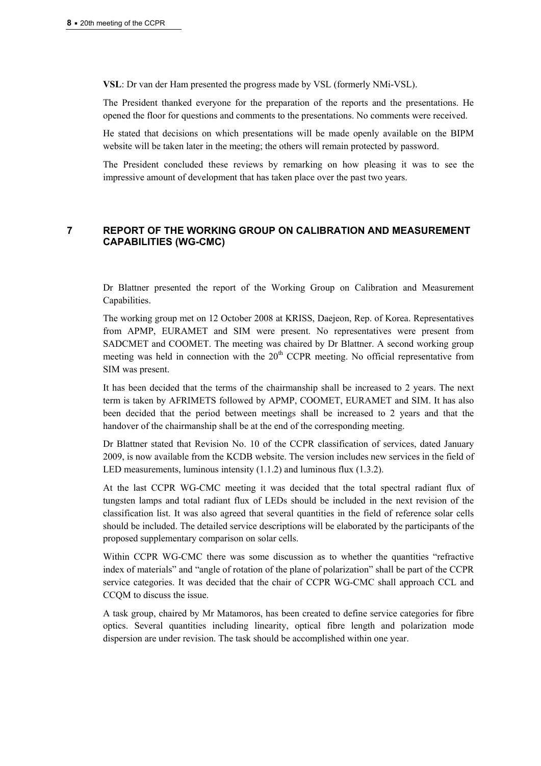**VSL**: Dr van der Ham presented the progress made by VSL (formerly NMi-VSL).

The President thanked everyone for the preparation of the reports and the presentations. He opened the floor for questions and comments to the presentations. No comments were received.

He stated that decisions on which presentations will be made openly available on the BIPM website will be taken later in the meeting; the others will remain protected by password.

The President concluded these reviews by remarking on how pleasing it was to see the impressive amount of development that has taken place over the past two years.

## 7 REPORT OF THE WORKING GROUP ON CALIBRATION AND MEASUREMENT CAPABILITIES (WG-CMC)

Dr Blattner presented the report of the Working Group on Calibration and Measurement Capabilities.

The working group met on 12 October 2008 at KRISS, Daejeon, Rep. of Korea. Representatives from APMP, EURAMET and SIM were present. No representatives were present from SADCMET and COOMET. The meeting was chaired by Dr Blattner. A second working group meeting was held in connection with the 20th CCPR meeting. No official representative from SIM was present.

It has been decided that the terms of the chairmanship shall be increased to 2 years. The next term is taken by AFRIMETS followed by APMP, COOMET, EURAMET and SIM. It has also been decided that the period between meetings shall be increased to 2 years and that the handover of the chairmanship shall be at the end of the corresponding meeting.

Dr Blattner stated that Revision No. 10 of the CCPR classification of services, dated January 2009, is now available from the KCDB website. The version includes new services in the field of LED measurements, luminous intensity (1.1.2) and luminous flux (1.3.2).

At the last CCPR WG-CMC meeting it was decided that the total spectral radiant flux of tungsten lamps and total radiant flux of LEDs should be included in the next revision of the classification list. It was also agreed that several quantities in the field of reference solar cells should be included. The detailed service descriptions will be elaborated by the participants of the proposed supplementary comparison on solar cells.

Within CCPR WG-CMC there was some discussion as to whether the quantities "refractive index of materials" and "angle of rotation of the plane of polarization" shall be part of the CCPR service categories. It was decided that the chair of CCPR WG-CMC shall approach CCL and CCQM to discuss the issue.

A task group, chaired by Mr Matamoros, has been created to define service categories for fibre optics. Several quantities including linearity, optical fibre length and polarization mode dispersion are under revision. The task should be accomplished within one year.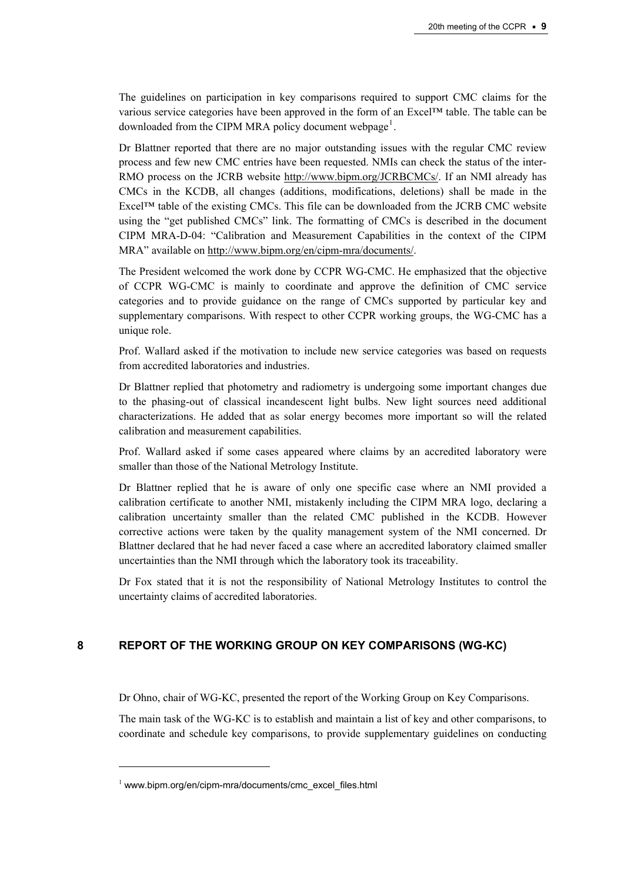The guidelines on participation in key comparisons required to support CMC claims for the various service categories have been approved in the form of an Excel™ table. The table can be downloaded from the CIPM MRA policy document webpage[1].

Dr Blattner reported that there are no major outstanding issues with the regular CMC review process and few new CMC entries have been requested. NMIs can check the status of the inter-RMO process on the JCRB website http://www.bipm.org/JCRBCMCs/. If an NMI already has CMCs in the KCDB, all changes (additions, modifications, deletions) shall be made in the Excel™ table of the existing CMCs. This file can be downloaded from the JCRB CMC website using the "get published CMCs" link. The formatting of CMCs is described in the document CIPM MRA-D-04: "Calibration and Measurement Capabilities in the context of the CIPM MRA" available on http://www.bipm.org/en/cipm-mra/documents/.

The President welcomed the work done by CCPR WG-CMC. He emphasized that the objective of CCPR WG-CMC is mainly to coordinate and approve the definition of CMC service categories and to provide guidance on the range of CMCs supported by particular key and supplementary comparisons. With respect to other CCPR working groups, the WG-CMC has a unique role.

Prof. Wallard asked if the motivation to include new service categories was based on requests from accredited laboratories and industries.

Dr Blattner replied that photometry and radiometry is undergoing some important changes due to the phasing-out of classical incandescent light bulbs. New light sources need additional characterizations. He added that as solar energy becomes more important so will the related calibration and measurement capabilities.

Prof. Wallard asked if some cases appeared where claims by an accredited laboratory were smaller than those of the National Metrology Institute.

Dr Blattner replied that he is aware of only one specific case where an NMI provided a calibration certificate to another NMI, mistakenly including the CIPM MRA logo, declaring a calibration uncertainty smaller than the related CMC published in the KCDB. However corrective actions were taken by the quality management system of the NMI concerned. Dr Blattner declared that he had never faced a case where an accredited laboratory claimed smaller uncertainties than the NMI through which the laboratory took its traceability.

Dr Fox stated that it is not the responsibility of National Metrology Institutes to control the uncertainty claims of accredited laboratories.

## 8 REPORT OF THE WORKING GROUP ON KEY COMPARISONS (WG-KC)

Dr Ohno, chair of WG-KC, presented the report of the Working Group on Key Comparisons.

The main task of the WG-KC is to establish and maintain a list of key and other comparisons, to coordinate and schedule key comparisons, to provide supplementary guidelines on conducting

[1] www.bipm.org/en/cipm-mra/documents/cmc_excel_files.html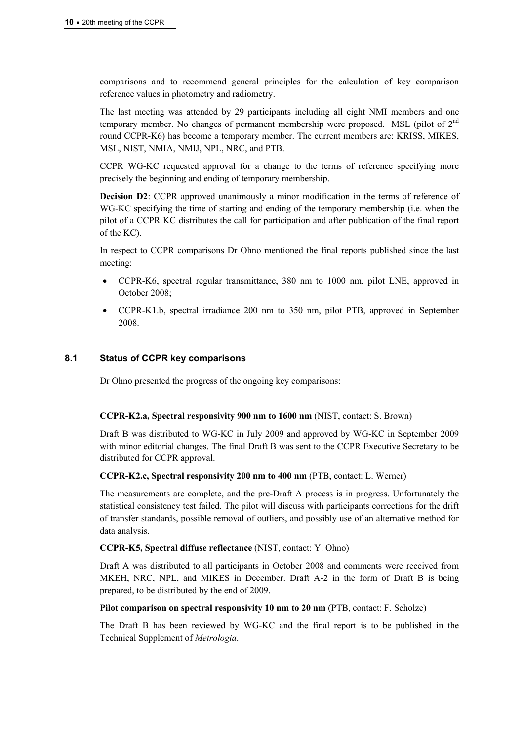comparisons and to recommend general principles for the calculation of key comparison reference values in photometry and radiometry.

The last meeting was attended by 29 participants including all eight NMI members and one temporary member. No changes of permanent membership were proposed. MSL (pilot of 2nd round CCPR-K6) has become a temporary member. The current members are: KRISS, MIKES, MSL, NIST, NMIA, NMIJ, NPL, NRC, and PTB.

CCPR WG-KC requested approval for a change to the terms of reference specifying more precisely the beginning and ending of temporary membership.

**Decision D2**: CCPR approved unanimously a minor modification in the terms of reference of WG-KC specifying the time of starting and ending of the temporary membership (i.e. when the pilot of a CCPR KC distributes the call for participation and after publication of the final report of the KC).

In respect to CCPR comparisons Dr Ohno mentioned the final reports published since the last meeting:

- CCPR-K6, spectral regular transmittance, 380 nm to 1000 nm, pilot LNE, approved in October 2008;
- CCPR-K1.b, spectral irradiance 200 nm to 350 nm, pilot PTB, approved in September 2008.

### 8.1 Status of CCPR key comparisons

Dr Ohno presented the progress of the ongoing key comparisons:

**CCPR-K2.a, Spectral responsivity 900 nm to 1600 nm** (NIST, contact: S. Brown)

Draft B was distributed to WG-KC in July 2009 and approved by WG-KC in September 2009 with minor editorial changes. The final Draft B was sent to the CCPR Executive Secretary to be distributed for CCPR approval.

**CCPR-K2.c, Spectral responsivity 200 nm to 400 nm** (PTB, contact: L. Werner)

The measurements are complete, and the pre-Draft A process is in progress. Unfortunately the statistical consistency test failed. The pilot will discuss with participants corrections for the drift of transfer standards, possible removal of outliers, and possibly use of an alternative method for data analysis.

**CCPR-K5, Spectral diffuse reflectance** (NIST, contact: Y. Ohno)

Draft A was distributed to all participants in October 2008 and comments were received from MKEH, NRC, NPL, and MIKES in December. Draft A-2 in the form of Draft B is being prepared, to be distributed by the end of 2009.

**Pilot comparison on spectral responsivity 10 nm to 20 nm** (PTB, contact: F. Scholze)

The Draft B has been reviewed by WG-KC and the final report is to be published in the Technical Supplement of *Metrologia*.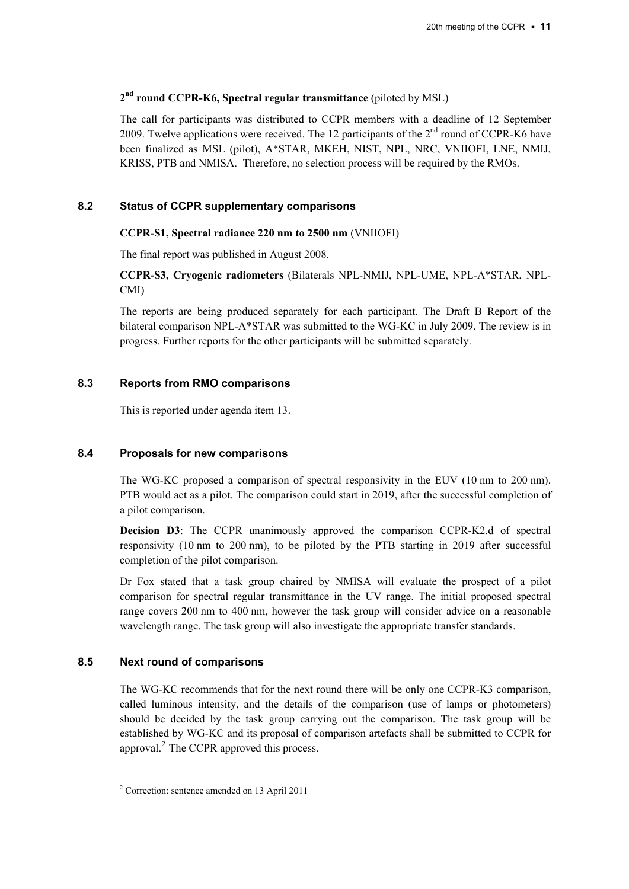**2nd round CCPR-K6, Spectral regular transmittance** (piloted by MSL)

The call for participants was distributed to CCPR members with a deadline of 12 September 2009. Twelve applications were received. The 12 participants of the 2nd round of CCPR-K6 have been finalized as MSL (pilot), A*STAR, MKEH, NIST, NPL, NRC, VNIIOFI, LNE, NMIJ, KRISS, PTB and NMISA. Therefore, no selection process will be required by the RMOs.

## 8.2 Status of CCPR supplementary comparisons

**CCPR-S1, Spectral radiance 220 nm to 2500 nm** (VNIIOFI)

The final report was published in August 2008.

**CCPR-S3, Cryogenic radiometers** (Bilaterals NPL-NMIJ, NPL-UME, NPL-A*STAR, NPL-CMI)

The reports are being produced separately for each participant. The Draft B Report of the bilateral comparison NPL-A*STAR was submitted to the WG-KC in July 2009. The review is in progress. Further reports for the other participants will be submitted separately.

## 8.3 Reports from RMO comparisons

This is reported under agenda item 13.

## 8.4 Proposals for new comparisons

The WG-KC proposed a comparison of spectral responsivity in the EUV (10 nm to 200 nm). PTB would act as a pilot. The comparison could start in 2019, after the successful completion of a pilot comparison.

**Decision D3**: The CCPR unanimously approved the comparison CCPR-K2.d of spectral responsivity (10 nm to 200 nm), to be piloted by the PTB starting in 2019 after successful completion of the pilot comparison.

Dr Fox stated that a task group chaired by NMISA will evaluate the prospect of a pilot comparison for spectral regular transmittance in the UV range. The initial proposed spectral range covers 200 nm to 400 nm, however the task group will consider advice on a reasonable wavelength range. The task group will also investigate the appropriate transfer standards.

## 8.5 Next round of comparisons

The WG-KC recommends that for the next round there will be only one CCPR-K3 comparison, called luminous intensity, and the details of the comparison (use of lamps or photometers) should be decided by the task group carrying out the comparison. The task group will be established by WG-KC and its proposal of comparison artefacts shall be submitted to CCPR for approval.[2] The CCPR approved this process.

[2] Correction: sentence amended on 13 April 2011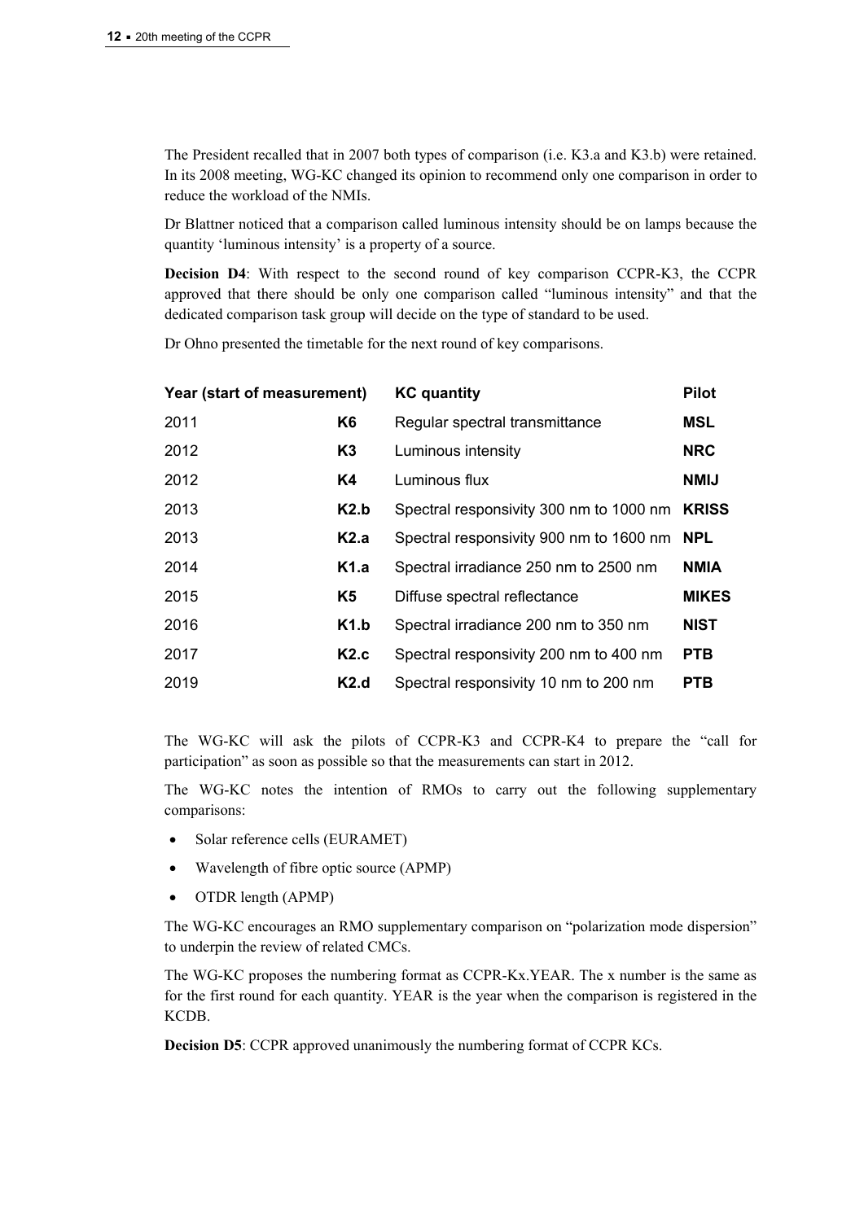The President recalled that in 2007 both types of comparison (i.e. K3.a and K3.b) were retained. In its 2008 meeting, WG-KC changed its opinion to recommend only one comparison in order to reduce the workload of the NMIs.

Dr Blattner noticed that a comparison called luminous intensity should be on lamps because the quantity 'luminous intensity' is a property of a source.

**Decision D4**: With respect to the second round of key comparison CCPR-K3, the CCPR approved that there should be only one comparison called "luminous intensity" and that the dedicated comparison task group will decide on the type of standard to be used.

Dr Ohno presented the timetable for the next round of key comparisons.

| Year (start of measurement) | | KC quantity | Pilot |
|---|---|---|---|
| 2011 | **K6** | Regular spectral transmittance | **MSL** |
| 2012 | **K3** | Luminous intensity | **NRC** |
| 2012 | **K4** | Luminous flux | **NMIJ** |
| 2013 | **K2.b** | Spectral responsivity 300 nm to 1000 nm | **KRISS** |
| 2013 | **K2.a** | Spectral responsivity 900 nm to 1600 nm | **NPL** |
| 2014 | **K1.a** | Spectral irradiance 250 nm to 2500 nm | **NMIA** |
| 2015 | **K5** | Diffuse spectral reflectance | **MIKES** |
| 2016 | **K1.b** | Spectral irradiance 200 nm to 350 nm | **NIST** |
| 2017 | **K2.c** | Spectral responsivity 200 nm to 400 nm | **PTB** |
| 2019 | **K2.d** | Spectral responsivity 10 nm to 200 nm | **PTB** |

The WG-KC will ask the pilots of CCPR-K3 and CCPR-K4 to prepare the "call for participation" as soon as possible so that the measurements can start in 2012.

The WG-KC notes the intention of RMOs to carry out the following supplementary comparisons:

- Solar reference cells (EURAMET)
- Wavelength of fibre optic source (APMP)
- OTDR length (APMP)

The WG-KC encourages an RMO supplementary comparison on "polarization mode dispersion" to underpin the review of related CMCs.

The WG-KC proposes the numbering format as CCPR-Kx.YEAR. The x number is the same as for the first round for each quantity. YEAR is the year when the comparison is registered in the KCDB.

**Decision D5**: CCPR approved unanimously the numbering format of CCPR KCs.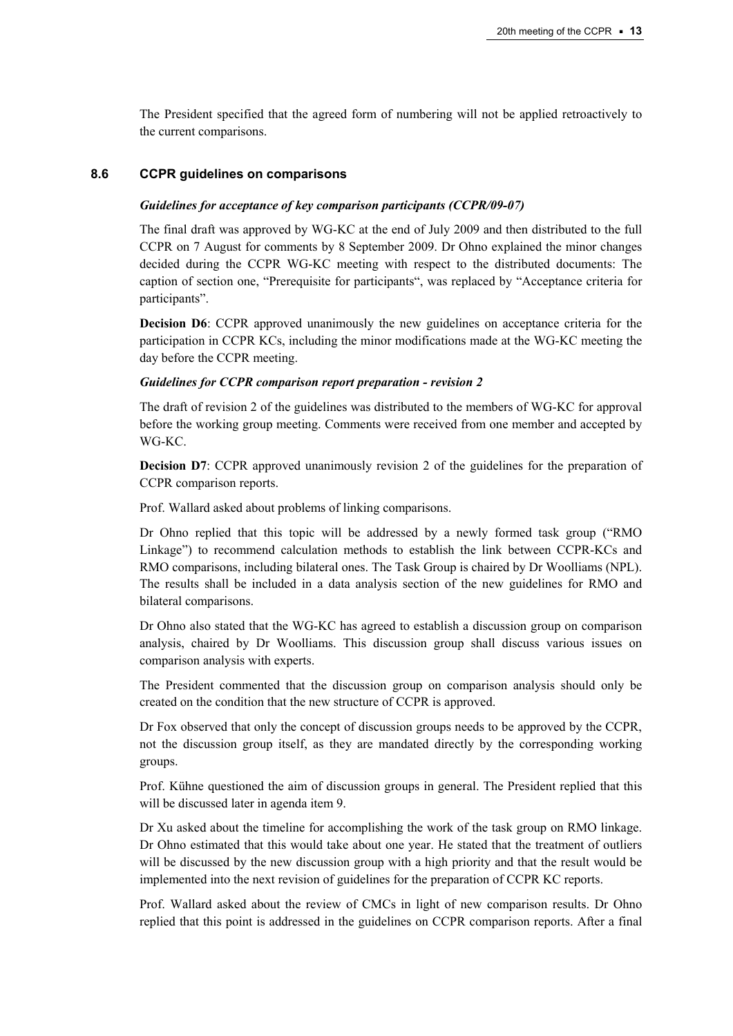The President specified that the agreed form of numbering will not be applied retroactively to the current comparisons.

### 8.6 CCPR guidelines on comparisons

***Guidelines for acceptance of key comparison participants (CCPR/09-07)***

The final draft was approved by WG-KC at the end of July 2009 and then distributed to the full CCPR on 7 August for comments by 8 September 2009. Dr Ohno explained the minor changes decided during the CCPR WG-KC meeting with respect to the distributed documents: The caption of section one, "Prerequisite for participants", was replaced by "Acceptance criteria for participants".

**Decision D6**: CCPR approved unanimously the new guidelines on acceptance criteria for the participation in CCPR KCs, including the minor modifications made at the WG-KC meeting the day before the CCPR meeting.

***Guidelines for CCPR comparison report preparation - revision 2***

The draft of revision 2 of the guidelines was distributed to the members of WG-KC for approval before the working group meeting. Comments were received from one member and accepted by WG-KC.

**Decision D7**: CCPR approved unanimously revision 2 of the guidelines for the preparation of CCPR comparison reports.

Prof. Wallard asked about problems of linking comparisons.

Dr Ohno replied that this topic will be addressed by a newly formed task group ("RMO Linkage") to recommend calculation methods to establish the link between CCPR-KCs and RMO comparisons, including bilateral ones. The Task Group is chaired by Dr Woolliams (NPL). The results shall be included in a data analysis section of the new guidelines for RMO and bilateral comparisons.

Dr Ohno also stated that the WG-KC has agreed to establish a discussion group on comparison analysis, chaired by Dr Woolliams. This discussion group shall discuss various issues on comparison analysis with experts.

The President commented that the discussion group on comparison analysis should only be created on the condition that the new structure of CCPR is approved.

Dr Fox observed that only the concept of discussion groups needs to be approved by the CCPR, not the discussion group itself, as they are mandated directly by the corresponding working groups.

Prof. Kühne questioned the aim of discussion groups in general. The President replied that this will be discussed later in agenda item 9.

Dr Xu asked about the timeline for accomplishing the work of the task group on RMO linkage. Dr Ohno estimated that this would take about one year. He stated that the treatment of outliers will be discussed by the new discussion group with a high priority and that the result would be implemented into the next revision of guidelines for the preparation of CCPR KC reports.

Prof. Wallard asked about the review of CMCs in light of new comparison results. Dr Ohno replied that this point is addressed in the guidelines on CCPR comparison reports. After a final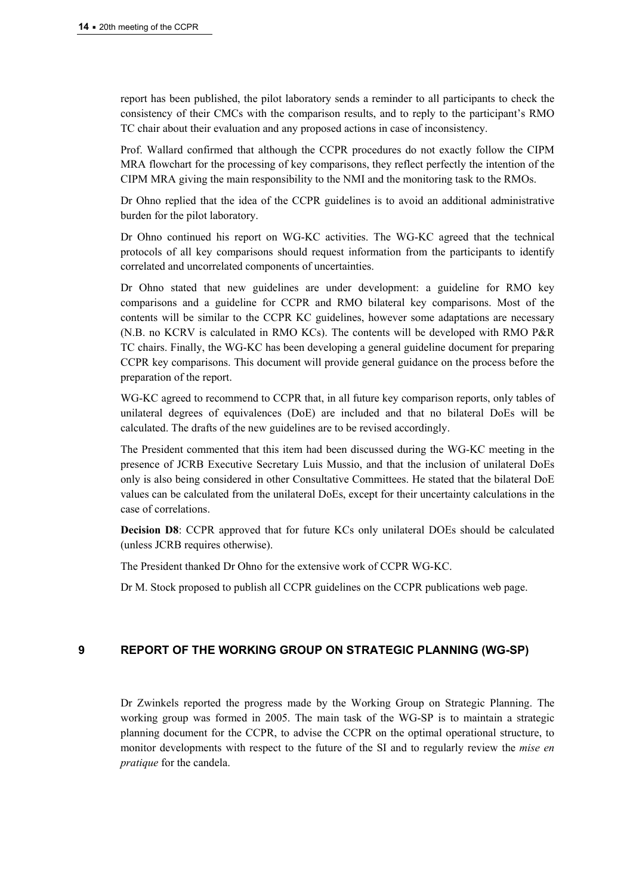report has been published, the pilot laboratory sends a reminder to all participants to check the consistency of their CMCs with the comparison results, and to reply to the participant's RMO TC chair about their evaluation and any proposed actions in case of inconsistency.

Prof. Wallard confirmed that although the CCPR procedures do not exactly follow the CIPM MRA flowchart for the processing of key comparisons, they reflect perfectly the intention of the CIPM MRA giving the main responsibility to the NMI and the monitoring task to the RMOs.

Dr Ohno replied that the idea of the CCPR guidelines is to avoid an additional administrative burden for the pilot laboratory.

Dr Ohno continued his report on WG-KC activities. The WG-KC agreed that the technical protocols of all key comparisons should request information from the participants to identify correlated and uncorrelated components of uncertainties.

Dr Ohno stated that new guidelines are under development: a guideline for RMO key comparisons and a guideline for CCPR and RMO bilateral key comparisons. Most of the contents will be similar to the CCPR KC guidelines, however some adaptations are necessary (N.B. no KCRV is calculated in RMO KCs). The contents will be developed with RMO P&R TC chairs. Finally, the WG-KC has been developing a general guideline document for preparing CCPR key comparisons. This document will provide general guidance on the process before the preparation of the report.

WG-KC agreed to recommend to CCPR that, in all future key comparison reports, only tables of unilateral degrees of equivalences (DoE) are included and that no bilateral DoEs will be calculated. The drafts of the new guidelines are to be revised accordingly.

The President commented that this item had been discussed during the WG-KC meeting in the presence of JCRB Executive Secretary Luis Mussio, and that the inclusion of unilateral DoEs only is also being considered in other Consultative Committees. He stated that the bilateral DoE values can be calculated from the unilateral DoEs, except for their uncertainty calculations in the case of correlations.

**Decision D8**: CCPR approved that for future KCs only unilateral DOEs should be calculated (unless JCRB requires otherwise).

The President thanked Dr Ohno for the extensive work of CCPR WG-KC.

Dr M. Stock proposed to publish all CCPR guidelines on the CCPR publications web page.

## 9 REPORT OF THE WORKING GROUP ON STRATEGIC PLANNING (WG-SP)

Dr Zwinkels reported the progress made by the Working Group on Strategic Planning. The working group was formed in 2005. The main task of the WG-SP is to maintain a strategic planning document for the CCPR, to advise the CCPR on the optimal operational structure, to monitor developments with respect to the future of the SI and to regularly review the *mise en pratique* for the candela.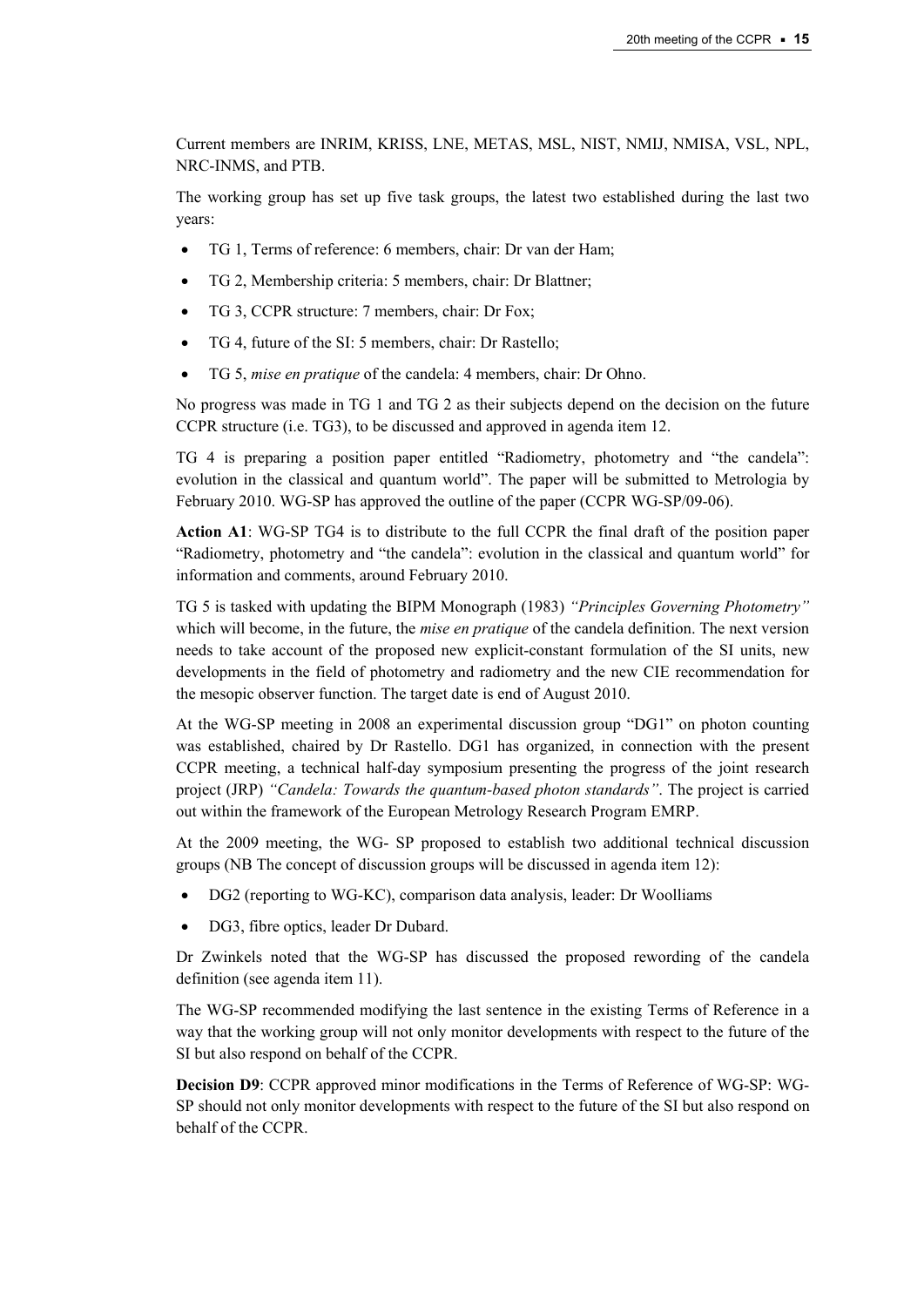Current members are INRIM, KRISS, LNE, METAS, MSL, NIST, NMIJ, NMISA, VSL, NPL, NRC-INMS, and PTB.

The working group has set up five task groups, the latest two established during the last two years:

- TG 1, Terms of reference: 6 members, chair: Dr van der Ham;
- TG 2, Membership criteria: 5 members, chair: Dr Blattner;
- TG 3, CCPR structure: 7 members, chair: Dr Fox;
- TG 4, future of the SI: 5 members, chair: Dr Rastello;
- TG 5, *mise en pratique* of the candela: 4 members, chair: Dr Ohno.

No progress was made in TG 1 and TG 2 as their subjects depend on the decision on the future CCPR structure (i.e. TG3), to be discussed and approved in agenda item 12.

TG 4 is preparing a position paper entitled "Radiometry, photometry and "the candela": evolution in the classical and quantum world". The paper will be submitted to Metrologia by February 2010. WG-SP has approved the outline of the paper (CCPR WG-SP/09-06).

**Action A1**: WG-SP TG4 is to distribute to the full CCPR the final draft of the position paper "Radiometry, photometry and "the candela": evolution in the classical and quantum world" for information and comments, around February 2010.

TG 5 is tasked with updating the BIPM Monograph (1983) *"Principles Governing Photometry"* which will become, in the future, the *mise en pratique* of the candela definition. The next version needs to take account of the proposed new explicit-constant formulation of the SI units, new developments in the field of photometry and radiometry and the new CIE recommendation for the mesopic observer function. The target date is end of August 2010.

At the WG-SP meeting in 2008 an experimental discussion group "DG1" on photon counting was established, chaired by Dr Rastello. DG1 has organized, in connection with the present CCPR meeting, a technical half-day symposium presenting the progress of the joint research project (JRP) *"Candela: Towards the quantum-based photon standards"*. The project is carried out within the framework of the European Metrology Research Program EMRP.

At the 2009 meeting, the WG- SP proposed to establish two additional technical discussion groups (NB The concept of discussion groups will be discussed in agenda item 12):

- DG2 (reporting to WG-KC), comparison data analysis, leader: Dr Woolliams
- DG3, fibre optics, leader Dr Dubard.

Dr Zwinkels noted that the WG-SP has discussed the proposed rewording of the candela definition (see agenda item 11).

The WG-SP recommended modifying the last sentence in the existing Terms of Reference in a way that the working group will not only monitor developments with respect to the future of the SI but also respond on behalf of the CCPR.

**Decision D9**: CCPR approved minor modifications in the Terms of Reference of WG-SP: WG-SP should not only monitor developments with respect to the future of the SI but also respond on behalf of the CCPR.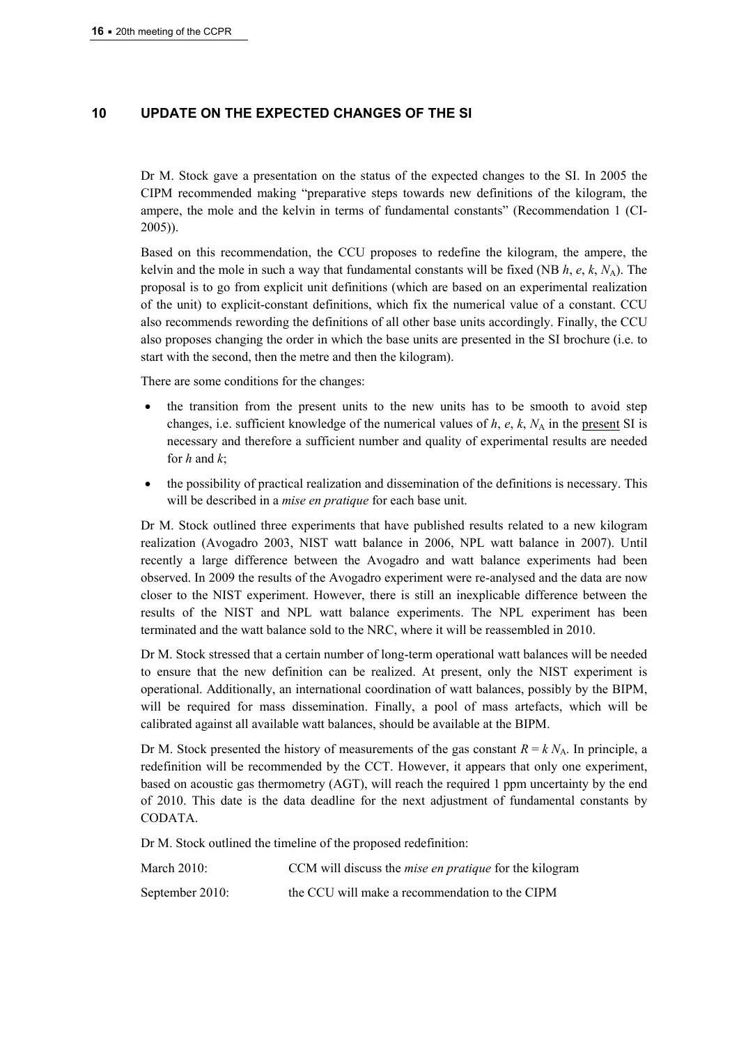## 10 UPDATE ON THE EXPECTED CHANGES OF THE SI

Dr M. Stock gave a presentation on the status of the expected changes to the SI. In 2005 the CIPM recommended making "preparative steps towards new definitions of the kilogram, the ampere, the mole and the kelvin in terms of fundamental constants" (Recommendation 1 (CI-2005)).

Based on this recommendation, the CCU proposes to redefine the kilogram, the ampere, the kelvin and the mole in such a way that fundamental constants will be fixed (NB $h$, $e$, $k$, $N_A$). The proposal is to go from explicit unit definitions (which are based on an experimental realization of the unit) to explicit-constant definitions, which fix the numerical value of a constant. CCU also recommends rewording the definitions of all other base units accordingly. Finally, the CCU also proposes changing the order in which the base units are presented in the SI brochure (i.e. to start with the second, then the metre and then the kilogram).

There are some conditions for the changes:

- the transition from the present units to the new units has to be smooth to avoid step changes, i.e. sufficient knowledge of the numerical values of $h$, $e$, $k$, $N_A$ in the present SI is necessary and therefore a sufficient number and quality of experimental results are needed for $h$ and $k$;
- the possibility of practical realization and dissemination of the definitions is necessary. This will be described in a *mise en pratique* for each base unit.

Dr M. Stock outlined three experiments that have published results related to a new kilogram realization (Avogadro 2003, NIST watt balance in 2006, NPL watt balance in 2007). Until recently a large difference between the Avogadro and watt balance experiments had been observed. In 2009 the results of the Avogadro experiment were re-analysed and the data are now closer to the NIST experiment. However, there is still an inexplicable difference between the results of the NIST and NPL watt balance experiments. The NPL experiment has been terminated and the watt balance sold to the NRC, where it will be reassembled in 2010.

Dr M. Stock stressed that a certain number of long-term operational watt balances will be needed to ensure that the new definition can be realized. At present, only the NIST experiment is operational. Additionally, an international coordination of watt balances, possibly by the BIPM, will be required for mass dissemination. Finally, a pool of mass artefacts, which will be calibrated against all available watt balances, should be available at the BIPM.

Dr M. Stock presented the history of measurements of the gas constant $R = k\,N_A$. In principle, a redefinition will be recommended by the CCT. However, it appears that only one experiment, based on acoustic gas thermometry (AGT), will reach the required 1 ppm uncertainty by the end of 2010. This date is the data deadline for the next adjustment of fundamental constants by CODATA.

Dr M. Stock outlined the timeline of the proposed redefinition:

| | |
|---|---|
| March 2010: | CCM will discuss the *mise en pratique* for the kilogram |
| September 2010: | the CCU will make a recommendation to the CIPM |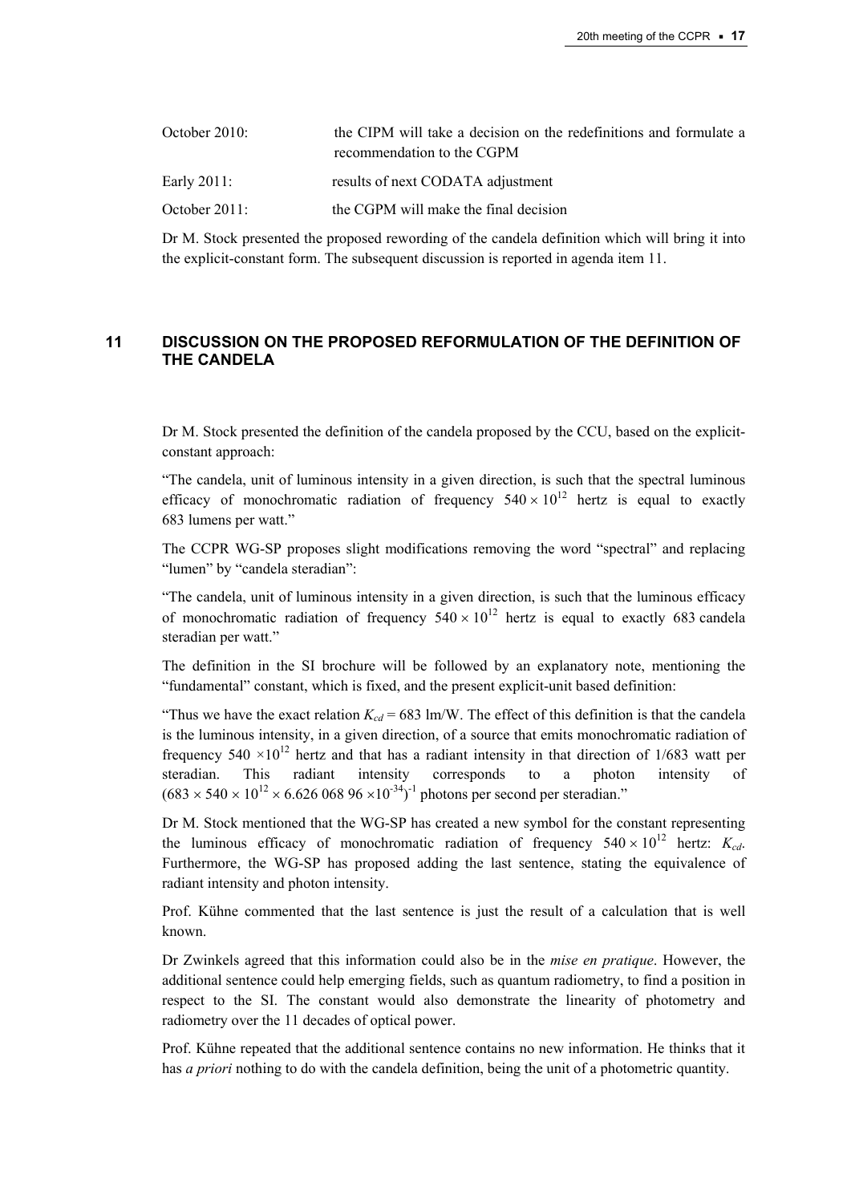| | |
|---|---|
| October 2010: | the CIPM will take a decision on the redefinitions and formulate a recommendation to the CGPM |
| Early 2011: | results of next CODATA adjustment |
| October 2011: | the CGPM will make the final decision |

Dr M. Stock presented the proposed rewording of the candela definition which will bring it into the explicit-constant form. The subsequent discussion is reported in agenda item 11.

## 11 DISCUSSION ON THE PROPOSED REFORMULATION OF THE DEFINITION OF THE CANDELA

Dr M. Stock presented the definition of the candela proposed by the CCU, based on the explicit-constant approach:

"The candela, unit of luminous intensity in a given direction, is such that the spectral luminous efficacy of monochromatic radiation of frequency $540 \times 10^{12}$ hertz is equal to exactly 683 lumens per watt."

The CCPR WG-SP proposes slight modifications removing the word "spectral" and replacing "lumen" by "candela steradian":

"The candela, unit of luminous intensity in a given direction, is such that the luminous efficacy of monochromatic radiation of frequency $540 \times 10^{12}$ hertz is equal to exactly 683 candela steradian per watt."

The definition in the SI brochure will be followed by an explanatory note, mentioning the "fundamental" constant, which is fixed, and the present explicit-unit based definition:

"Thus we have the exact relation $K_{cd} = 683$ lm/W. The effect of this definition is that the candela is the luminous intensity, in a given direction, of a source that emits monochromatic radiation of frequency $540 \times 10^{12}$ hertz and that has a radiant intensity in that direction of 1/683 watt per steradian. This radiant intensity corresponds to a photon intensity of $(683 \times 540 \times 10^{12} \times 6.626\,068\,96 \times 10^{-34})^{-1}$ photons per second per steradian."

Dr M. Stock mentioned that the WG-SP has created a new symbol for the constant representing the luminous efficacy of monochromatic radiation of frequency $540 \times 10^{12}$ hertz: $K_{cd}$. Furthermore, the WG-SP has proposed adding the last sentence, stating the equivalence of radiant intensity and photon intensity.

Prof. Kühne commented that the last sentence is just the result of a calculation that is well known.

Dr Zwinkels agreed that this information could also be in the *mise en pratique*. However, the additional sentence could help emerging fields, such as quantum radiometry, to find a position in respect to the SI. The constant would also demonstrate the linearity of photometry and radiometry over the 11 decades of optical power.

Prof. Kühne repeated that the additional sentence contains no new information. He thinks that it has *a priori* nothing to do with the candela definition, being the unit of a photometric quantity.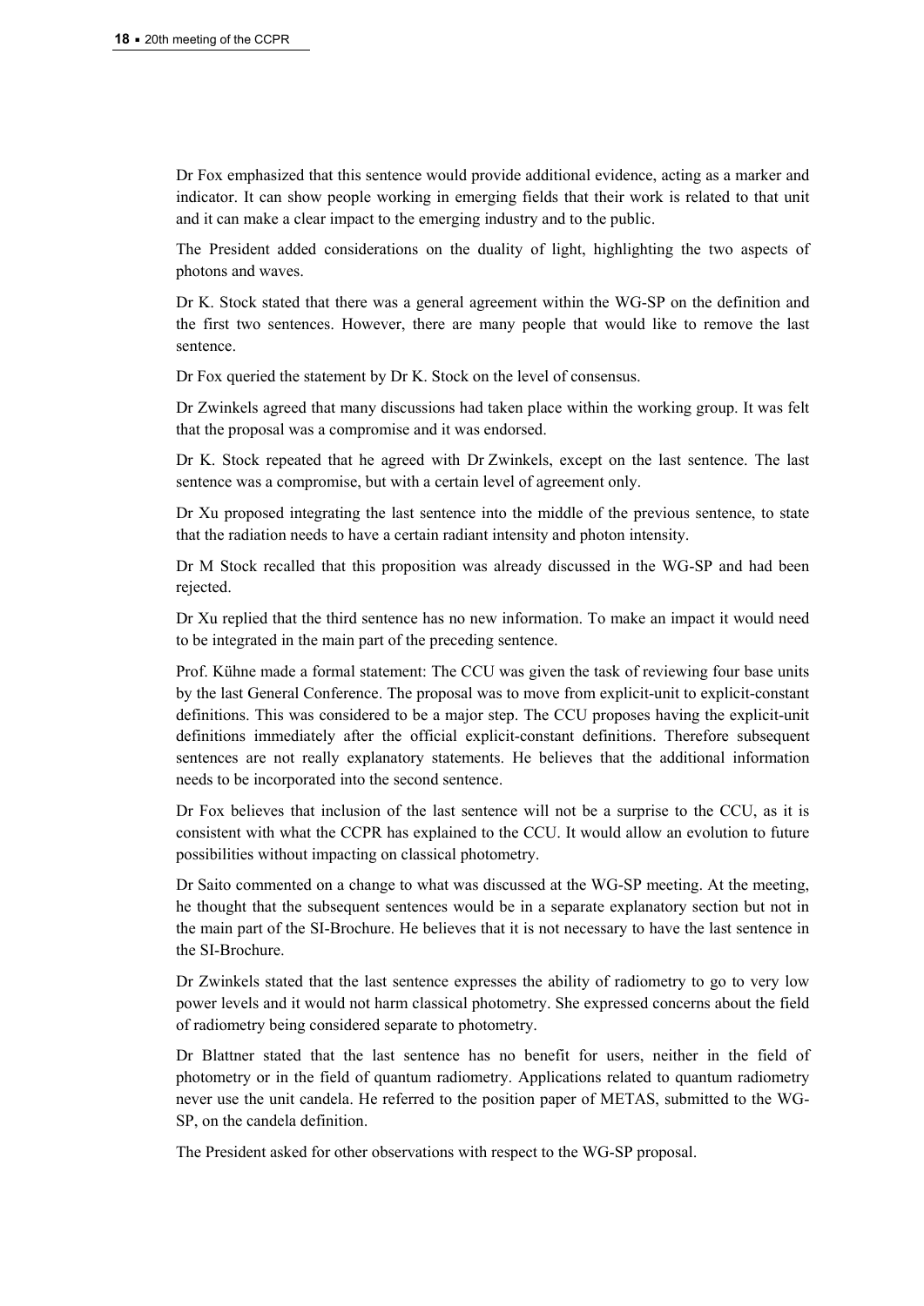Dr Fox emphasized that this sentence would provide additional evidence, acting as a marker and indicator. It can show people working in emerging fields that their work is related to that unit and it can make a clear impact to the emerging industry and to the public.

The President added considerations on the duality of light, highlighting the two aspects of photons and waves.

Dr K. Stock stated that there was a general agreement within the WG-SP on the definition and the first two sentences. However, there are many people that would like to remove the last sentence.

Dr Fox queried the statement by Dr K. Stock on the level of consensus.

Dr Zwinkels agreed that many discussions had taken place within the working group. It was felt that the proposal was a compromise and it was endorsed.

Dr K. Stock repeated that he agreed with Dr Zwinkels, except on the last sentence. The last sentence was a compromise, but with a certain level of agreement only.

Dr Xu proposed integrating the last sentence into the middle of the previous sentence, to state that the radiation needs to have a certain radiant intensity and photon intensity.

Dr M Stock recalled that this proposition was already discussed in the WG-SP and had been rejected.

Dr Xu replied that the third sentence has no new information. To make an impact it would need to be integrated in the main part of the preceding sentence.

Prof. Kühne made a formal statement: The CCU was given the task of reviewing four base units by the last General Conference. The proposal was to move from explicit-unit to explicit-constant definitions. This was considered to be a major step. The CCU proposes having the explicit-unit definitions immediately after the official explicit-constant definitions. Therefore subsequent sentences are not really explanatory statements. He believes that the additional information needs to be incorporated into the second sentence.

Dr Fox believes that inclusion of the last sentence will not be a surprise to the CCU, as it is consistent with what the CCPR has explained to the CCU. It would allow an evolution to future possibilities without impacting on classical photometry.

Dr Saito commented on a change to what was discussed at the WG-SP meeting. At the meeting, he thought that the subsequent sentences would be in a separate explanatory section but not in the main part of the SI-Brochure. He believes that it is not necessary to have the last sentence in the SI-Brochure.

Dr Zwinkels stated that the last sentence expresses the ability of radiometry to go to very low power levels and it would not harm classical photometry. She expressed concerns about the field of radiometry being considered separate to photometry.

Dr Blattner stated that the last sentence has no benefit for users, neither in the field of photometry or in the field of quantum radiometry. Applications related to quantum radiometry never use the unit candela. He referred to the position paper of METAS, submitted to the WG-SP, on the candela definition.

The President asked for other observations with respect to the WG-SP proposal.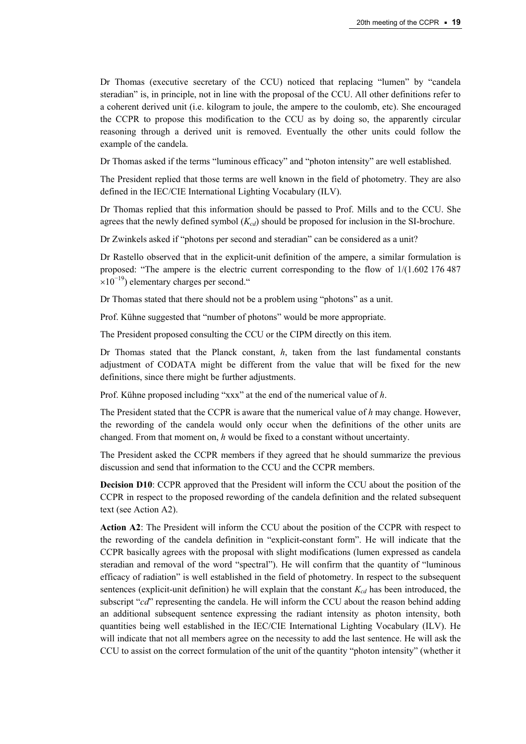Dr Thomas (executive secretary of the CCU) noticed that replacing "lumen" by "candela steradian" is, in principle, not in line with the proposal of the CCU. All other definitions refer to a coherent derived unit (i.e. kilogram to joule, the ampere to the coulomb, etc). She encouraged the CCPR to propose this modification to the CCU as by doing so, the apparently circular reasoning through a derived unit is removed. Eventually the other units could follow the example of the candela.

Dr Thomas asked if the terms "luminous efficacy" and "photon intensity" are well established.

The President replied that those terms are well known in the field of photometry. They are also defined in the IEC/CIE International Lighting Vocabulary (ILV).

Dr Thomas replied that this information should be passed to Prof. Mills and to the CCU. She agrees that the newly defined symbol ($K_{cd}$) should be proposed for inclusion in the SI-brochure.

Dr Zwinkels asked if "photons per second and steradian" can be considered as a unit?

Dr Rastello observed that in the explicit-unit definition of the ampere, a similar formulation is proposed: "The ampere is the electric current corresponding to the flow of $1/(1.602\,176\,487 \times 10^{-19})$ elementary charges per second."

Dr Thomas stated that there should not be a problem using "photons" as a unit.

Prof. Kühne suggested that "number of photons" would be more appropriate.

The President proposed consulting the CCU or the CIPM directly on this item.

Dr Thomas stated that the Planck constant, $h$, taken from the last fundamental constants adjustment of CODATA might be different from the value that will be fixed for the new definitions, since there might be further adjustments.

Prof. Kühne proposed including "xxx" at the end of the numerical value of $h$.

The President stated that the CCPR is aware that the numerical value of $h$ may change. However, the rewording of the candela would only occur when the definitions of the other units are changed. From that moment on, $h$ would be fixed to a constant without uncertainty.

The President asked the CCPR members if they agreed that he should summarize the previous discussion and send that information to the CCU and the CCPR members.

**Decision D10**: CCPR approved that the President will inform the CCU about the position of the CCPR in respect to the proposed rewording of the candela definition and the related subsequent text (see Action A2).

**Action A2**: The President will inform the CCU about the position of the CCPR with respect to the rewording of the candela definition in "explicit-constant form". He will indicate that the CCPR basically agrees with the proposal with slight modifications (lumen expressed as candela steradian and removal of the word "spectral"). He will confirm that the quantity of "luminous efficacy of radiation" is well established in the field of photometry. In respect to the subsequent sentences (explicit-unit definition) he will explain that the constant $K_{cd}$ has been introduced, the subscript "*cd*" representing the candela. He will inform the CCU about the reason behind adding an additional subsequent sentence expressing the radiant intensity as photon intensity, both quantities being well established in the IEC/CIE International Lighting Vocabulary (ILV). He will indicate that not all members agree on the necessity to add the last sentence. He will ask the CCU to assist on the correct formulation of the unit of the quantity "photon intensity" (whether it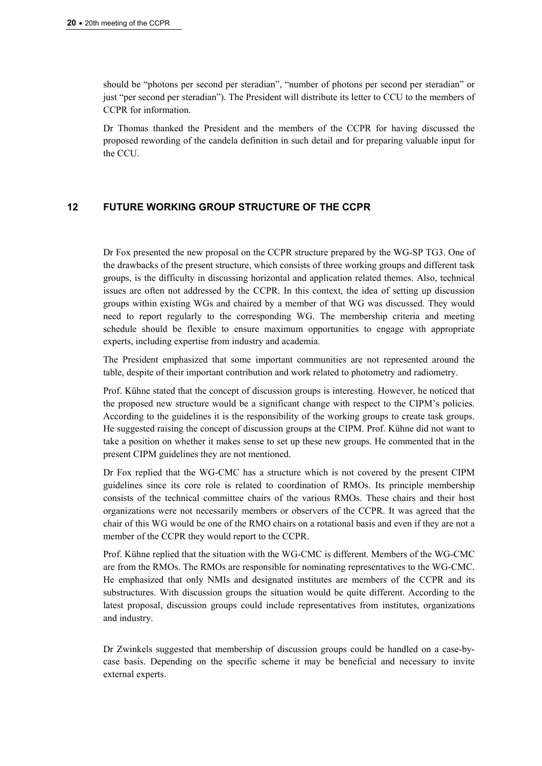should be “photons per second per steradian”, “number of photons per second per steradian” or just “per second per steradian”). The President will distribute its letter to CCU to the members of CCPR for information.

Dr Thomas thanked the President and the members of the CCPR for having discussed the proposed rewording of the candela definition in such detail and for preparing valuable input for the CCU.

## 12 FUTURE WORKING GROUP STRUCTURE OF THE CCPR

Dr Fox presented the new proposal on the CCPR structure prepared by the WG-SP TG3. One of the drawbacks of the present structure, which consists of three working groups and different task groups, is the difficulty in discussing horizontal and application related themes. Also, technical issues are often not addressed by the CCPR. In this context, the idea of setting up discussion groups within existing WGs and chaired by a member of that WG was discussed. They would need to report regularly to the corresponding WG. The membership criteria and meeting schedule should be flexible to ensure maximum opportunities to engage with appropriate experts, including expertise from industry and academia.

The President emphasized that some important communities are not represented around the table, despite of their important contribution and work related to photometry and radiometry.

Prof. Kühne stated that the concept of discussion groups is interesting. However, he noticed that the proposed new structure would be a significant change with respect to the CIPM’s policies. According to the guidelines it is the responsibility of the working groups to create task groups. He suggested raising the concept of discussion groups at the CIPM. Prof. Kühne did not want to take a position on whether it makes sense to set up these new groups. He commented that in the present CIPM guidelines they are not mentioned.

Dr Fox replied that the WG-CMC has a structure which is not covered by the present CIPM guidelines since its core role is related to coordination of RMOs. Its principle membership consists of the technical committee chairs of the various RMOs. These chairs and their host organizations were not necessarily members or observers of the CCPR. It was agreed that the chair of this WG would be one of the RMO chairs on a rotational basis and even if they are not a member of the CCPR they would report to the CCPR.

Prof. Kühne replied that the situation with the WG-CMC is different. Members of the WG-CMC are from the RMOs. The RMOs are responsible for nominating representatives to the WG-CMC. He emphasized that only NMIs and designated institutes are members of the CCPR and its substructures. With discussion groups the situation would be quite different. According to the latest proposal, discussion groups could include representatives from institutes, organizations and industry.

Dr Zwinkels suggested that membership of discussion groups could be handled on a case-by-case basis. Depending on the specific scheme it may be beneficial and necessary to invite external experts.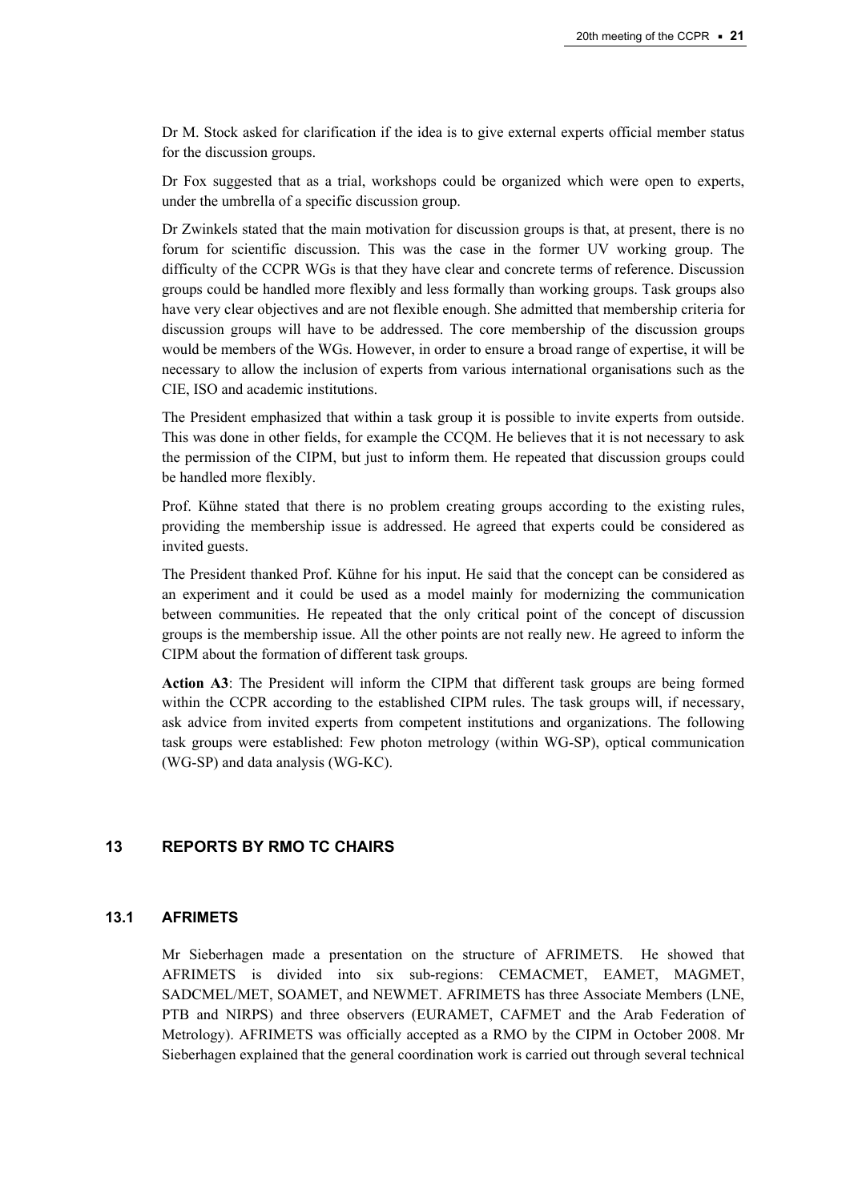Dr M. Stock asked for clarification if the idea is to give external experts official member status for the discussion groups.

Dr Fox suggested that as a trial, workshops could be organized which were open to experts, under the umbrella of a specific discussion group.

Dr Zwinkels stated that the main motivation for discussion groups is that, at present, there is no forum for scientific discussion. This was the case in the former UV working group. The difficulty of the CCPR WGs is that they have clear and concrete terms of reference. Discussion groups could be handled more flexibly and less formally than working groups. Task groups also have very clear objectives and are not flexible enough. She admitted that membership criteria for discussion groups will have to be addressed. The core membership of the discussion groups would be members of the WGs. However, in order to ensure a broad range of expertise, it will be necessary to allow the inclusion of experts from various international organisations such as the CIE, ISO and academic institutions.

The President emphasized that within a task group it is possible to invite experts from outside. This was done in other fields, for example the CCQM. He believes that it is not necessary to ask the permission of the CIPM, but just to inform them. He repeated that discussion groups could be handled more flexibly.

Prof. Kühne stated that there is no problem creating groups according to the existing rules, providing the membership issue is addressed. He agreed that experts could be considered as invited guests.

The President thanked Prof. Kühne for his input. He said that the concept can be considered as an experiment and it could be used as a model mainly for modernizing the communication between communities. He repeated that the only critical point of the concept of discussion groups is the membership issue. All the other points are not really new. He agreed to inform the CIPM about the formation of different task groups.

**Action A3**: The President will inform the CIPM that different task groups are being formed within the CCPR according to the established CIPM rules. The task groups will, if necessary, ask advice from invited experts from competent institutions and organizations. The following task groups were established: Few photon metrology (within WG-SP), optical communication (WG-SP) and data analysis (WG-KC).

## 13 REPORTS BY RMO TC CHAIRS

### 13.1 AFRIMETS

Mr Sieberhagen made a presentation on the structure of AFRIMETS. He showed that AFRIMETS is divided into six sub-regions: CEMACMET, EAMET, MAGMET, SADCMEL/MET, SOAMET, and NEWMET. AFRIMETS has three Associate Members (LNE, PTB and NIRPS) and three observers (EURAMET, CAFMET and the Arab Federation of Metrology). AFRIMETS was officially accepted as a RMO by the CIPM in October 2008. Mr Sieberhagen explained that the general coordination work is carried out through several technical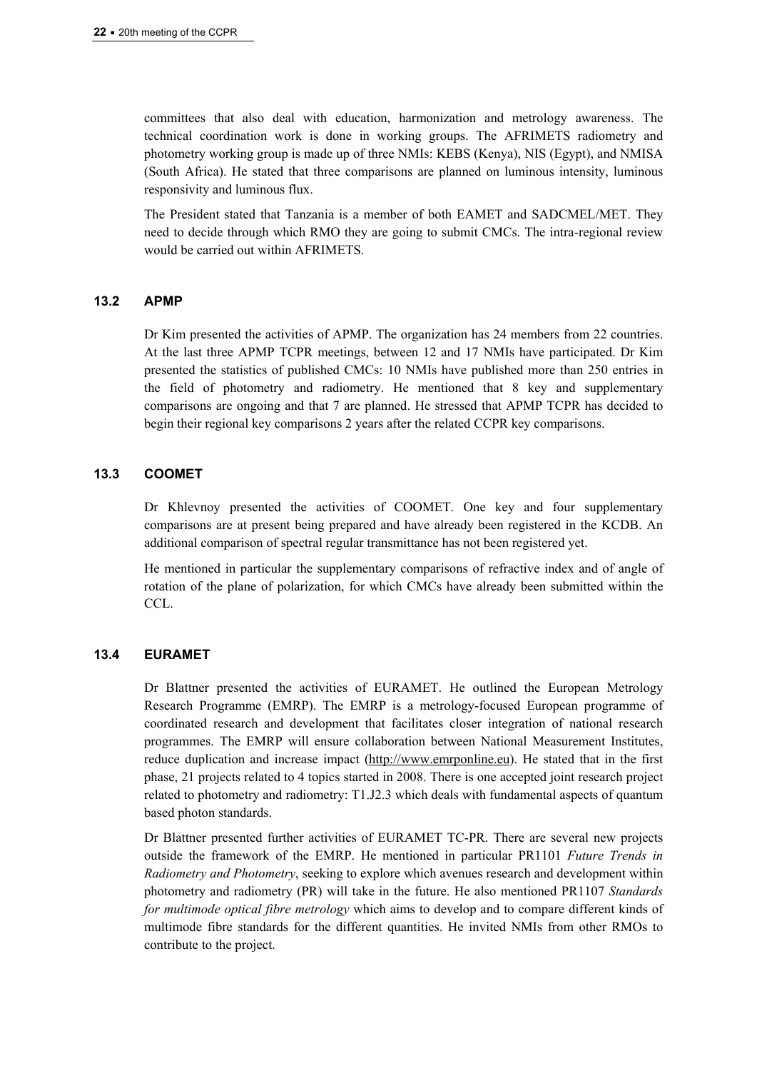committees that also deal with education, harmonization and metrology awareness. The technical coordination work is done in working groups. The AFRIMETS radiometry and photometry working group is made up of three NMIs: KEBS (Kenya), NIS (Egypt), and NMISA (South Africa). He stated that three comparisons are planned on luminous intensity, luminous responsivity and luminous flux.

The President stated that Tanzania is a member of both EAMET and SADCMEL/MET. They need to decide through which RMO they are going to submit CMCs. The intra-regional review would be carried out within AFRIMETS.

### 13.2 APMP

Dr Kim presented the activities of APMP. The organization has 24 members from 22 countries. At the last three APMP TCPR meetings, between 12 and 17 NMIs have participated. Dr Kim presented the statistics of published CMCs: 10 NMIs have published more than 250 entries in the field of photometry and radiometry. He mentioned that 8 key and supplementary comparisons are ongoing and that 7 are planned. He stressed that APMP TCPR has decided to begin their regional key comparisons 2 years after the related CCPR key comparisons.

### 13.3 COOMET

Dr Khlevnoy presented the activities of COOMET. One key and four supplementary comparisons are at present being prepared and have already been registered in the KCDB. An additional comparison of spectral regular transmittance has not been registered yet.

He mentioned in particular the supplementary comparisons of refractive index and of angle of rotation of the plane of polarization, for which CMCs have already been submitted within the CCL.

### 13.4 EURAMET

Dr Blattner presented the activities of EURAMET. He outlined the European Metrology Research Programme (EMRP). The EMRP is a metrology-focused European programme of coordinated research and development that facilitates closer integration of national research programmes. The EMRP will ensure collaboration between National Measurement Institutes, reduce duplication and increase impact (http://www.emrponline.eu). He stated that in the first phase, 21 projects related to 4 topics started in 2008. There is one accepted joint research project related to photometry and radiometry: T1.J2.3 which deals with fundamental aspects of quantum based photon standards.

Dr Blattner presented further activities of EURAMET TC-PR. There are several new projects outside the framework of the EMRP. He mentioned in particular PR1101 *Future Trends in Radiometry and Photometry*, seeking to explore which avenues research and development within photometry and radiometry (PR) will take in the future. He also mentioned PR1107 *Standards for multimode optical fibre metrology* which aims to develop and to compare different kinds of multimode fibre standards for the different quantities. He invited NMIs from other RMOs to contribute to the project.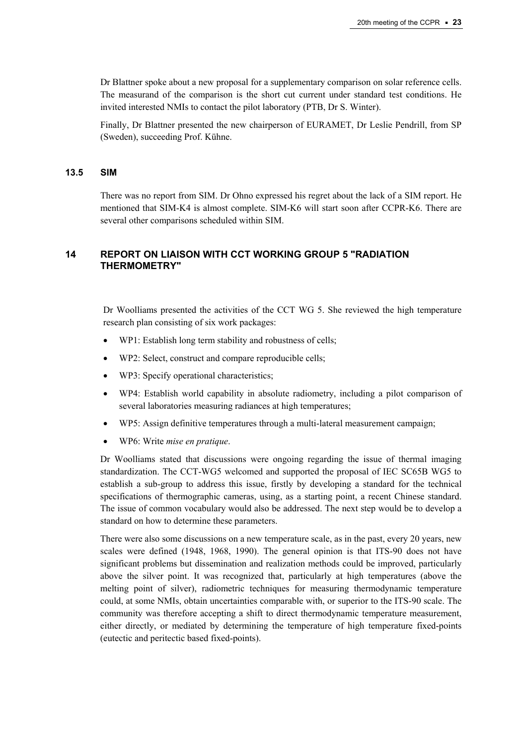Dr Blattner spoke about a new proposal for a supplementary comparison on solar reference cells. The measurand of the comparison is the short cut current under standard test conditions. He invited interested NMIs to contact the pilot laboratory (PTB, Dr S. Winter).

Finally, Dr Blattner presented the new chairperson of EURAMET, Dr Leslie Pendrill, from SP (Sweden), succeeding Prof. Kühne.

### 13.5 SIM

There was no report from SIM. Dr Ohno expressed his regret about the lack of a SIM report. He mentioned that SIM-K4 is almost complete. SIM-K6 will start soon after CCPR-K6. There are several other comparisons scheduled within SIM.

## 14 REPORT ON LIAISON WITH CCT WORKING GROUP 5 "RADIATION THERMOMETRY"

Dr Woolliams presented the activities of the CCT WG 5. She reviewed the high temperature research plan consisting of six work packages:

- WP1: Establish long term stability and robustness of cells;
- WP2: Select, construct and compare reproducible cells;
- WP3: Specify operational characteristics;
- WP4: Establish world capability in absolute radiometry, including a pilot comparison of several laboratories measuring radiances at high temperatures;
- WP5: Assign definitive temperatures through a multi-lateral measurement campaign;
- WP6: Write *mise en pratique*.

Dr Woolliams stated that discussions were ongoing regarding the issue of thermal imaging standardization. The CCT-WG5 welcomed and supported the proposal of IEC SC65B WG5 to establish a sub-group to address this issue, firstly by developing a standard for the technical specifications of thermographic cameras, using, as a starting point, a recent Chinese standard. The issue of common vocabulary would also be addressed. The next step would be to develop a standard on how to determine these parameters.

There were also some discussions on a new temperature scale, as in the past, every 20 years, new scales were defined (1948, 1968, 1990). The general opinion is that ITS-90 does not have significant problems but dissemination and realization methods could be improved, particularly above the silver point. It was recognized that, particularly at high temperatures (above the melting point of silver), radiometric techniques for measuring thermodynamic temperature could, at some NMIs, obtain uncertainties comparable with, or superior to the ITS-90 scale. The community was therefore accepting a shift to direct thermodynamic temperature measurement, either directly, or mediated by determining the temperature of high temperature fixed-points (eutectic and peritectic based fixed-points).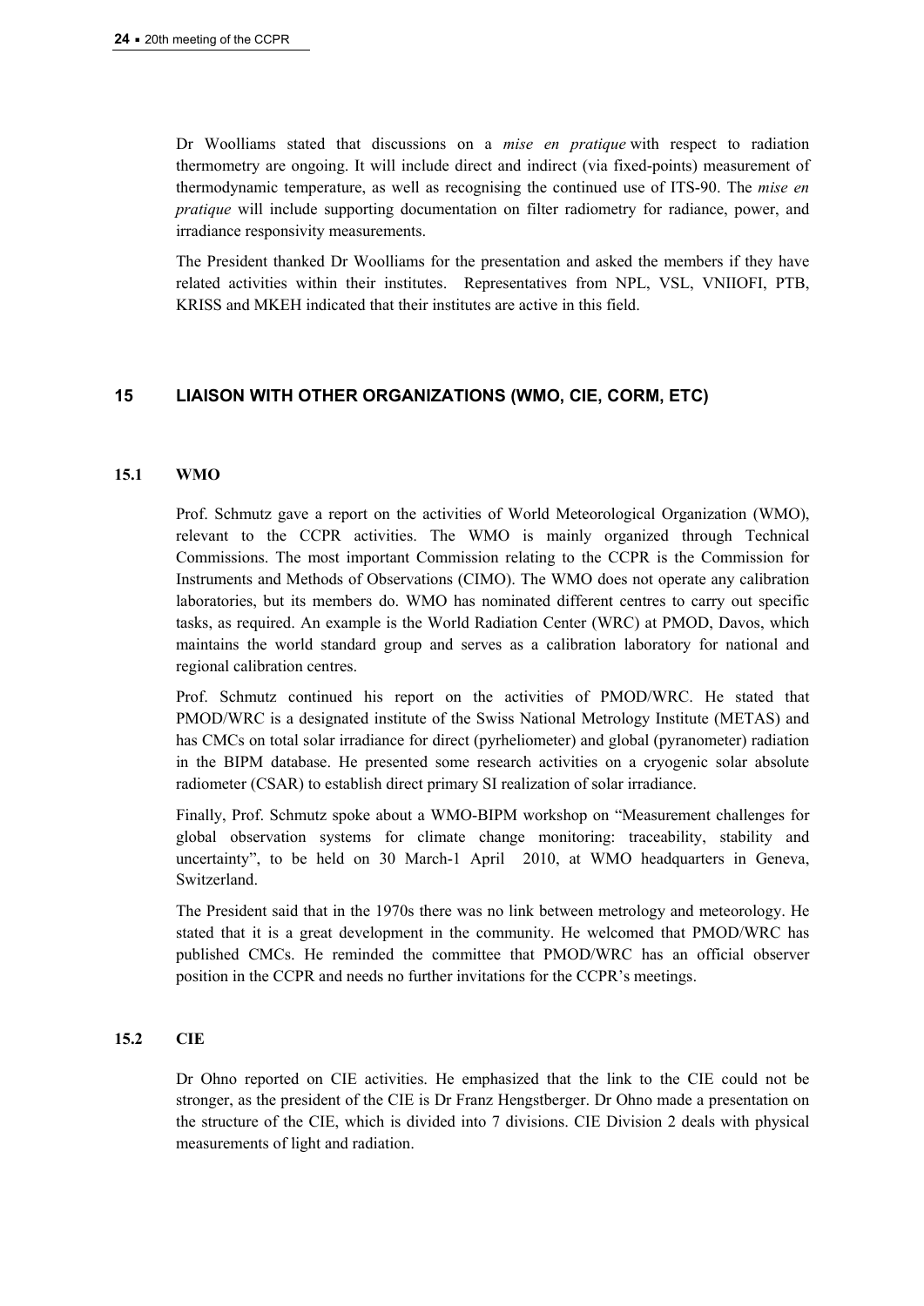Dr Woolliams stated that discussions on a *mise en pratique* with respect to radiation thermometry are ongoing. It will include direct and indirect (via fixed-points) measurement of thermodynamic temperature, as well as recognising the continued use of ITS-90. The *mise en pratique* will include supporting documentation on filter radiometry for radiance, power, and irradiance responsivity measurements.

The President thanked Dr Woolliams for the presentation and asked the members if they have related activities within their institutes. Representatives from NPL, VSL, VNIIOFI, PTB, KRISS and MKEH indicated that their institutes are active in this field.

## 15 LIAISON WITH OTHER ORGANIZATIONS (WMO, CIE, CORM, ETC)

### 15.1 WMO

Prof. Schmutz gave a report on the activities of World Meteorological Organization (WMO), relevant to the CCPR activities. The WMO is mainly organized through Technical Commissions. The most important Commission relating to the CCPR is the Commission for Instruments and Methods of Observations (CIMO). The WMO does not operate any calibration laboratories, but its members do. WMO has nominated different centres to carry out specific tasks, as required. An example is the World Radiation Center (WRC) at PMOD, Davos, which maintains the world standard group and serves as a calibration laboratory for national and regional calibration centres.

Prof. Schmutz continued his report on the activities of PMOD/WRC. He stated that PMOD/WRC is a designated institute of the Swiss National Metrology Institute (METAS) and has CMCs on total solar irradiance for direct (pyrheliometer) and global (pyranometer) radiation in the BIPM database. He presented some research activities on a cryogenic solar absolute radiometer (CSAR) to establish direct primary SI realization of solar irradiance.

Finally, Prof. Schmutz spoke about a WMO-BIPM workshop on "Measurement challenges for global observation systems for climate change monitoring: traceability, stability and uncertainty", to be held on 30 March-1 April 2010, at WMO headquarters in Geneva, Switzerland.

The President said that in the 1970s there was no link between metrology and meteorology. He stated that it is a great development in the community. He welcomed that PMOD/WRC has published CMCs. He reminded the committee that PMOD/WRC has an official observer position in the CCPR and needs no further invitations for the CCPR's meetings.

### 15.2 CIE

Dr Ohno reported on CIE activities. He emphasized that the link to the CIE could not be stronger, as the president of the CIE is Dr Franz Hengstberger. Dr Ohno made a presentation on the structure of the CIE, which is divided into 7 divisions. CIE Division 2 deals with physical measurements of light and radiation.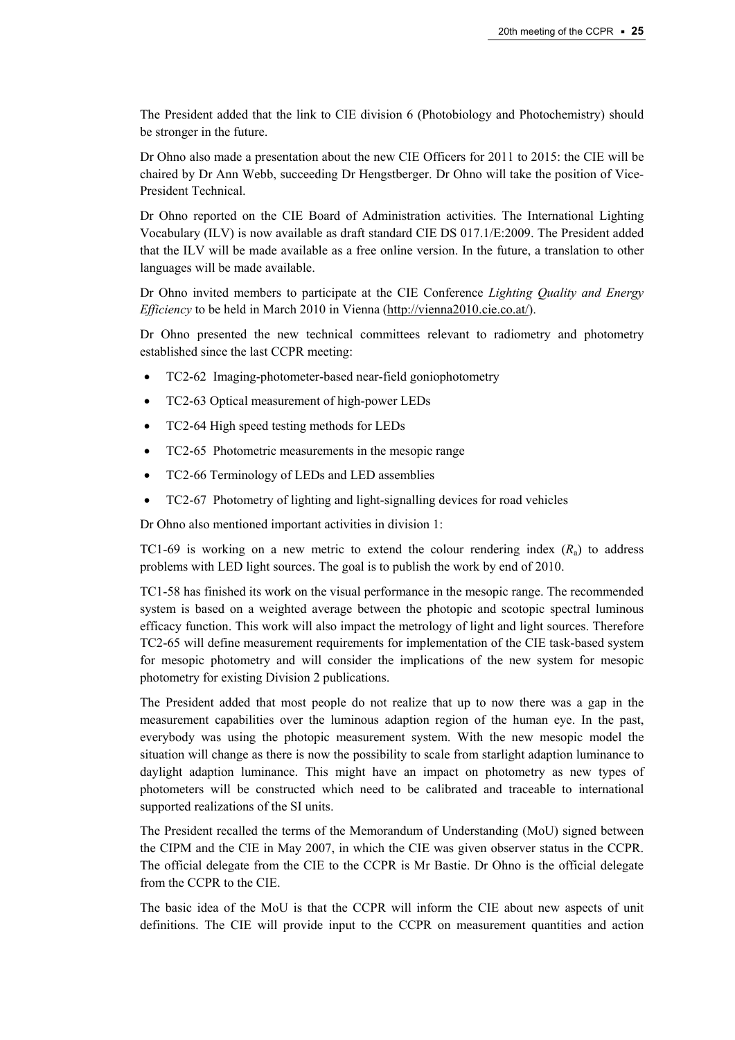The President added that the link to CIE division 6 (Photobiology and Photochemistry) should be stronger in the future.

Dr Ohno also made a presentation about the new CIE Officers for 2011 to 2015: the CIE will be chaired by Dr Ann Webb, succeeding Dr Hengstberger. Dr Ohno will take the position of Vice-President Technical.

Dr Ohno reported on the CIE Board of Administration activities. The International Lighting Vocabulary (ILV) is now available as draft standard CIE DS 017.1/E:2009. The President added that the ILV will be made available as a free online version. In the future, a translation to other languages will be made available.

Dr Ohno invited members to participate at the CIE Conference *Lighting Quality and Energy Efficiency* to be held in March 2010 in Vienna (http://vienna2010.cie.co.at/).

Dr Ohno presented the new technical committees relevant to radiometry and photometry established since the last CCPR meeting:

- TC2-62 Imaging-photometer-based near-field goniophotometry
- TC2-63 Optical measurement of high-power LEDs
- TC2-64 High speed testing methods for LEDs
- TC2-65 Photometric measurements in the mesopic range
- TC2-66 Terminology of LEDs and LED assemblies
- TC2-67 Photometry of lighting and light-signalling devices for road vehicles

Dr Ohno also mentioned important activities in division 1:

TC1-69 is working on a new metric to extend the colour rendering index ($R_a$) to address problems with LED light sources. The goal is to publish the work by end of 2010.

TC1-58 has finished its work on the visual performance in the mesopic range. The recommended system is based on a weighted average between the photopic and scotopic spectral luminous efficacy function. This work will also impact the metrology of light and light sources. Therefore TC2-65 will define measurement requirements for implementation of the CIE task-based system for mesopic photometry and will consider the implications of the new system for mesopic photometry for existing Division 2 publications.

The President added that most people do not realize that up to now there was a gap in the measurement capabilities over the luminous adaption region of the human eye. In the past, everybody was using the photopic measurement system. With the new mesopic model the situation will change as there is now the possibility to scale from starlight adaption luminance to daylight adaption luminance. This might have an impact on photometry as new types of photometers will be constructed which need to be calibrated and traceable to international supported realizations of the SI units.

The President recalled the terms of the Memorandum of Understanding (MoU) signed between the CIPM and the CIE in May 2007, in which the CIE was given observer status in the CCPR. The official delegate from the CIE to the CCPR is Mr Bastie. Dr Ohno is the official delegate from the CCPR to the CIE.

The basic idea of the MoU is that the CCPR will inform the CIE about new aspects of unit definitions. The CIE will provide input to the CCPR on measurement quantities and action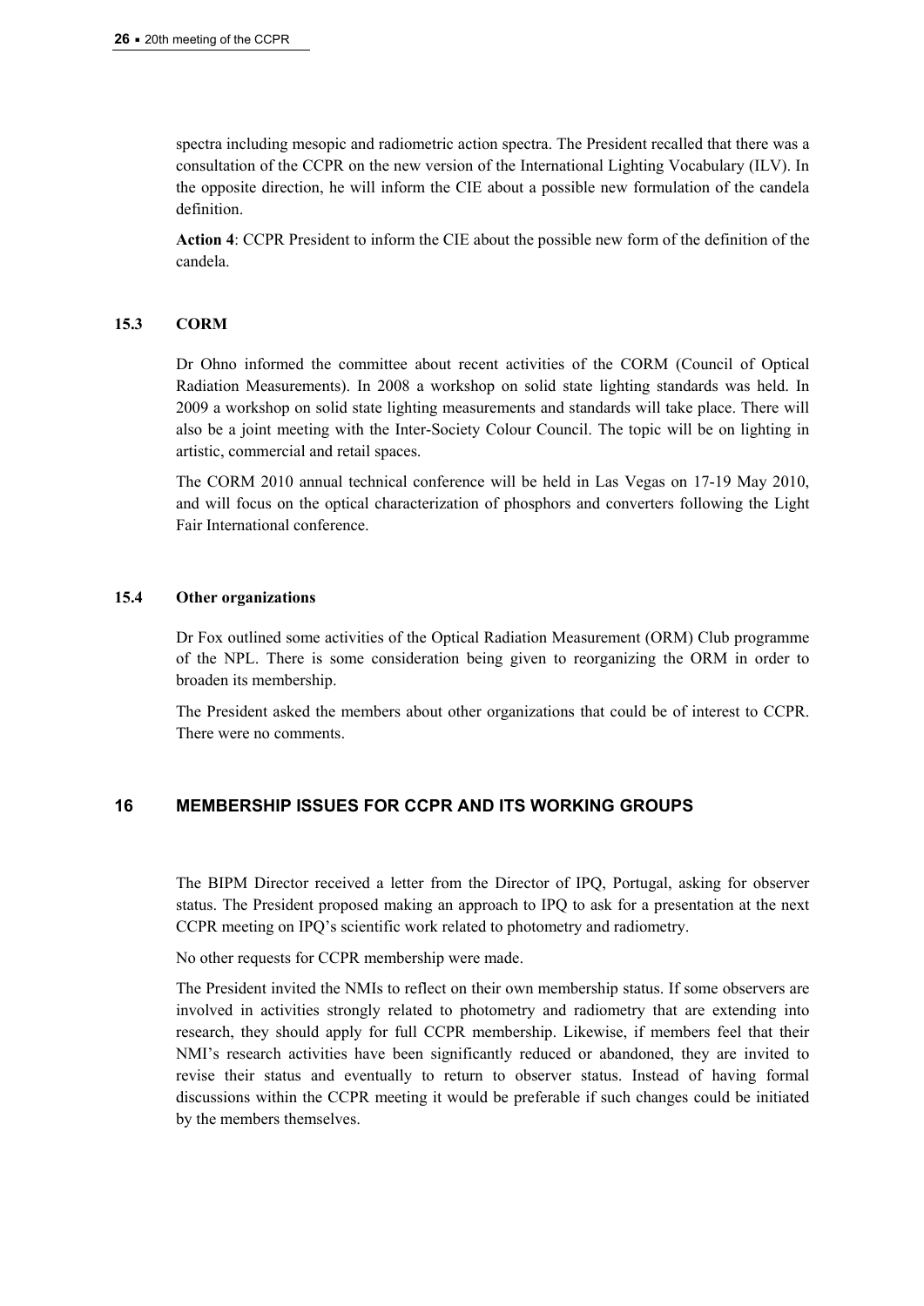spectra including mesopic and radiometric action spectra. The President recalled that there was a consultation of the CCPR on the new version of the International Lighting Vocabulary (ILV). In the opposite direction, he will inform the CIE about a possible new formulation of the candela definition.

**Action 4**: CCPR President to inform the CIE about the possible new form of the definition of the candela.

### 15.3 CORM

Dr Ohno informed the committee about recent activities of the CORM (Council of Optical Radiation Measurements). In 2008 a workshop on solid state lighting standards was held. In 2009 a workshop on solid state lighting measurements and standards will take place. There will also be a joint meeting with the Inter-Society Colour Council. The topic will be on lighting in artistic, commercial and retail spaces.

The CORM 2010 annual technical conference will be held in Las Vegas on 17-19 May 2010, and will focus on the optical characterization of phosphors and converters following the Light Fair International conference.

### 15.4 Other organizations

Dr Fox outlined some activities of the Optical Radiation Measurement (ORM) Club programme of the NPL. There is some consideration being given to reorganizing the ORM in order to broaden its membership.

The President asked the members about other organizations that could be of interest to CCPR. There were no comments.

## 16 MEMBERSHIP ISSUES FOR CCPR AND ITS WORKING GROUPS

The BIPM Director received a letter from the Director of IPQ, Portugal, asking for observer status. The President proposed making an approach to IPQ to ask for a presentation at the next CCPR meeting on IPQ's scientific work related to photometry and radiometry.

No other requests for CCPR membership were made.

The President invited the NMIs to reflect on their own membership status. If some observers are involved in activities strongly related to photometry and radiometry that are extending into research, they should apply for full CCPR membership. Likewise, if members feel that their NMI's research activities have been significantly reduced or abandoned, they are invited to revise their status and eventually to return to observer status. Instead of having formal discussions within the CCPR meeting it would be preferable if such changes could be initiated by the members themselves.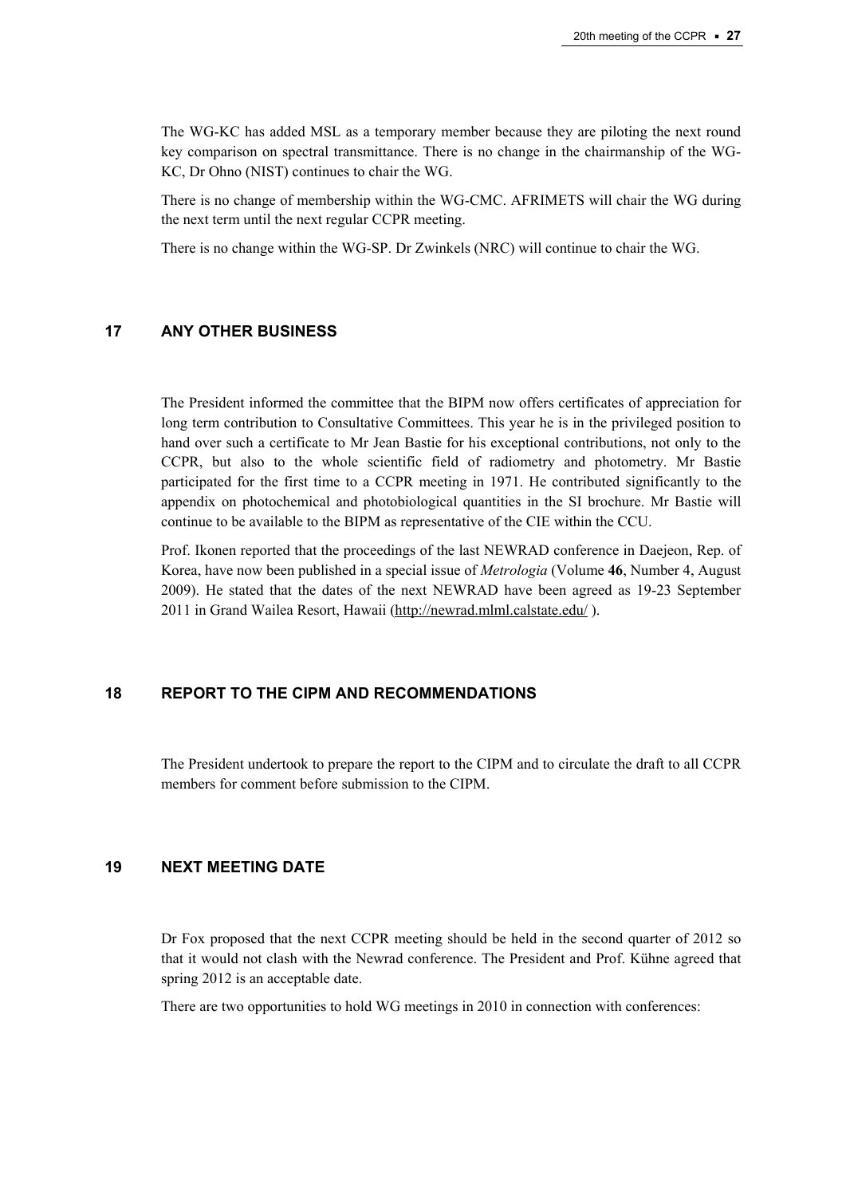The WG-KC has added MSL as a temporary member because they are piloting the next round key comparison on spectral transmittance. There is no change in the chairmanship of the WG-KC, Dr Ohno (NIST) continues to chair the WG.

There is no change of membership within the WG-CMC. AFRIMETS will chair the WG during the next term until the next regular CCPR meeting.

There is no change within the WG-SP. Dr Zwinkels (NRC) will continue to chair the WG.

## 17 ANY OTHER BUSINESS

The President informed the committee that the BIPM now offers certificates of appreciation for long term contribution to Consultative Committees. This year he is in the privileged position to hand over such a certificate to Mr Jean Bastie for his exceptional contributions, not only to the CCPR, but also to the whole scientific field of radiometry and photometry. Mr Bastie participated for the first time to a CCPR meeting in 1971. He contributed significantly to the appendix on photochemical and photobiological quantities in the SI brochure. Mr Bastie will continue to be available to the BIPM as representative of the CIE within the CCU.

Prof. Ikonen reported that the proceedings of the last NEWRAD conference in Daejeon, Rep. of Korea, have now been published in a special issue of *Metrologia* (Volume **46**, Number 4, August 2009). He stated that the dates of the next NEWRAD have been agreed as 19-23 September 2011 in Grand Wailea Resort, Hawaii (http://newrad.mlml.calstate.edu/ ).

## 18 REPORT TO THE CIPM AND RECOMMENDATIONS

The President undertook to prepare the report to the CIPM and to circulate the draft to all CCPR members for comment before submission to the CIPM.

## 19 NEXT MEETING DATE

Dr Fox proposed that the next CCPR meeting should be held in the second quarter of 2012 so that it would not clash with the Newrad conference. The President and Prof. Kühne agreed that spring 2012 is an acceptable date.

There are two opportunities to hold WG meetings in 2010 in connection with conferences: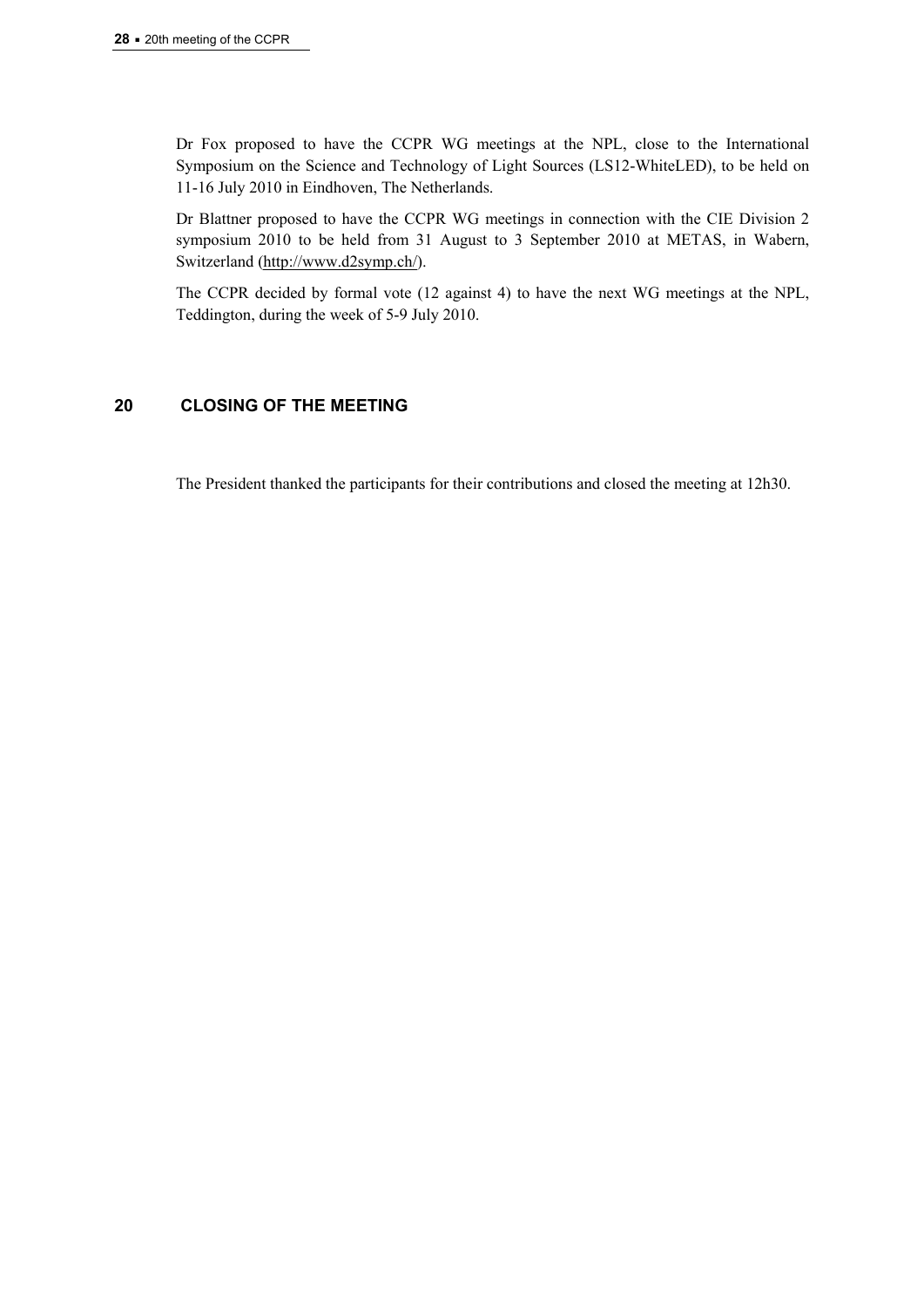Dr Fox proposed to have the CCPR WG meetings at the NPL, close to the International Symposium on the Science and Technology of Light Sources (LS12-WhiteLED), to be held on 11-16 July 2010 in Eindhoven, The Netherlands.

Dr Blattner proposed to have the CCPR WG meetings in connection with the CIE Division 2 symposium 2010 to be held from 31 August to 3 September 2010 at METAS, in Wabern, Switzerland (http://www.d2symp.ch/).

The CCPR decided by formal vote (12 against 4) to have the next WG meetings at the NPL, Teddington, during the week of 5-9 July 2010.

## 20 CLOSING OF THE MEETING

The President thanked the participants for their contributions and closed the meeting at 12h30.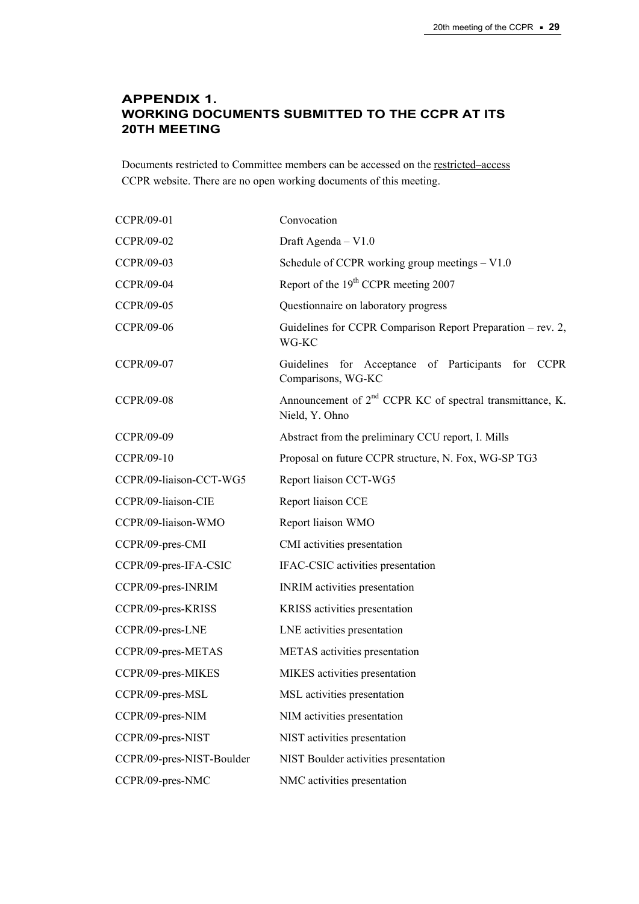## APPENDIX 1. WORKING DOCUMENTS SUBMITTED TO THE CCPR AT ITS 20TH MEETING

Documents restricted to Committee members can be accessed on the restricted–access CCPR website. There are no open working documents of this meeting.

| | |
|---|---|
| CCPR/09-01 | Convocation |
| CCPR/09-02 | Draft Agenda – V1.0 |
| CCPR/09-03 | Schedule of CCPR working group meetings – V1.0 |
| CCPR/09-04 | Report of the 19th CCPR meeting 2007 |
| CCPR/09-05 | Questionnaire on laboratory progress |
| CCPR/09-06 | Guidelines for CCPR Comparison Report Preparation – rev. 2, WG-KC |
| CCPR/09-07 | Guidelines for Acceptance of Participants for CCPR Comparisons, WG-KC |
| CCPR/09-08 | Announcement of 2nd CCPR KC of spectral transmittance, K. Nield, Y. Ohno |
| CCPR/09-09 | Abstract from the preliminary CCU report, I. Mills |
| CCPR/09-10 | Proposal on future CCPR structure, N. Fox, WG-SP TG3 |
| CCPR/09-liaison-CCT-WG5 | Report liaison CCT-WG5 |
| CCPR/09-liaison-CIE | Report liaison CCE |
| CCPR/09-liaison-WMO | Report liaison WMO |
| CCPR/09-pres-CMI | CMI activities presentation |
| CCPR/09-pres-IFA-CSIC | IFAC-CSIC activities presentation |
| CCPR/09-pres-INRIM | INRIM activities presentation |
| CCPR/09-pres-KRISS | KRISS activities presentation |
| CCPR/09-pres-LNE | LNE activities presentation |
| CCPR/09-pres-METAS | METAS activities presentation |
| CCPR/09-pres-MIKES | MIKES activities presentation |
| CCPR/09-pres-MSL | MSL activities presentation |
| CCPR/09-pres-NIM | NIM activities presentation |
| CCPR/09-pres-NIST | NIST activities presentation |
| CCPR/09-pres-NIST-Boulder | NIST Boulder activities presentation |
| CCPR/09-pres-NMC | NMC activities presentation |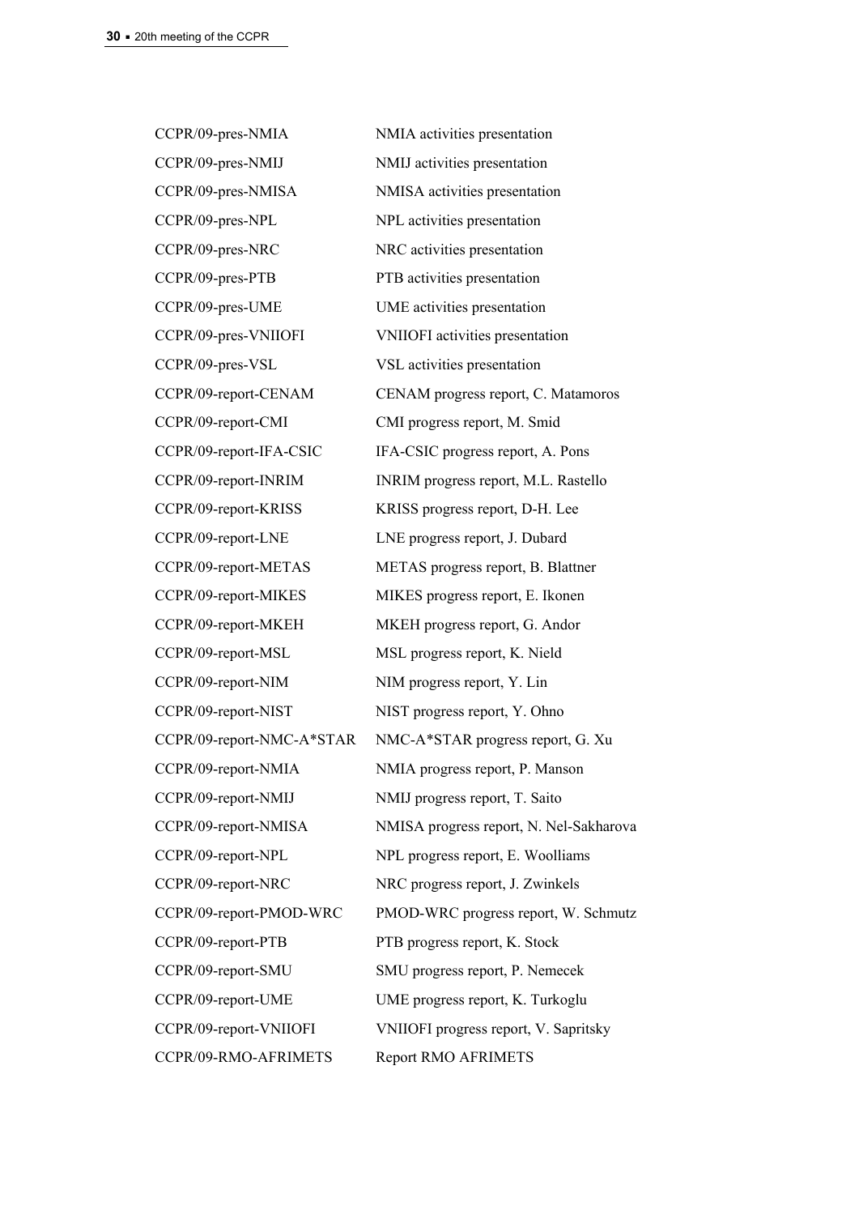| | |
|---|---|
| CCPR/09-pres-NMIA | NMIA activities presentation |
| CCPR/09-pres-NMIJ | NMIJ activities presentation |
| CCPR/09-pres-NMISA | NMISA activities presentation |
| CCPR/09-pres-NPL | NPL activities presentation |
| CCPR/09-pres-NRC | NRC activities presentation |
| CCPR/09-pres-PTB | PTB activities presentation |
| CCPR/09-pres-UME | UME activities presentation |
| CCPR/09-pres-VNIIOFI | VNIIOFI activities presentation |
| CCPR/09-pres-VSL | VSL activities presentation |
| CCPR/09-report-CENAM | CENAM progress report, C. Matamoros |
| CCPR/09-report-CMI | CMI progress report, M. Smid |
| CCPR/09-report-IFA-CSIC | IFA-CSIC progress report, A. Pons |
| CCPR/09-report-INRIM | INRIM progress report, M.L. Rastello |
| CCPR/09-report-KRISS | KRISS progress report, D-H. Lee |
| CCPR/09-report-LNE | LNE progress report, J. Dubard |
| CCPR/09-report-METAS | METAS progress report, B. Blattner |
| CCPR/09-report-MIKES | MIKES progress report, E. Ikonen |
| CCPR/09-report-MKEH | MKEH progress report, G. Andor |
| CCPR/09-report-MSL | MSL progress report, K. Nield |
| CCPR/09-report-NIM | NIM progress report, Y. Lin |
| CCPR/09-report-NIST | NIST progress report, Y. Ohno |
| CCPR/09-report-NMC-A*STAR | NMC-A*STAR progress report, G. Xu |
| CCPR/09-report-NMIA | NMIA progress report, P. Manson |
| CCPR/09-report-NMIJ | NMIJ progress report, T. Saito |
| CCPR/09-report-NMISA | NMISA progress report, N. Nel-Sakharova |
| CCPR/09-report-NPL | NPL progress report, E. Woolliams |
| CCPR/09-report-NRC | NRC progress report, J. Zwinkels |
| CCPR/09-report-PMOD-WRC | PMOD-WRC progress report, W. Schmutz |
| CCPR/09-report-PTB | PTB progress report, K. Stock |
| CCPR/09-report-SMU | SMU progress report, P. Nemecek |
| CCPR/09-report-UME | UME progress report, K. Turkoglu |
| CCPR/09-report-VNIIOFI | VNIIOFI progress report, V. Sapritsky |
| CCPR/09-RMO-AFRIMETS | Report RMO AFRIMETS |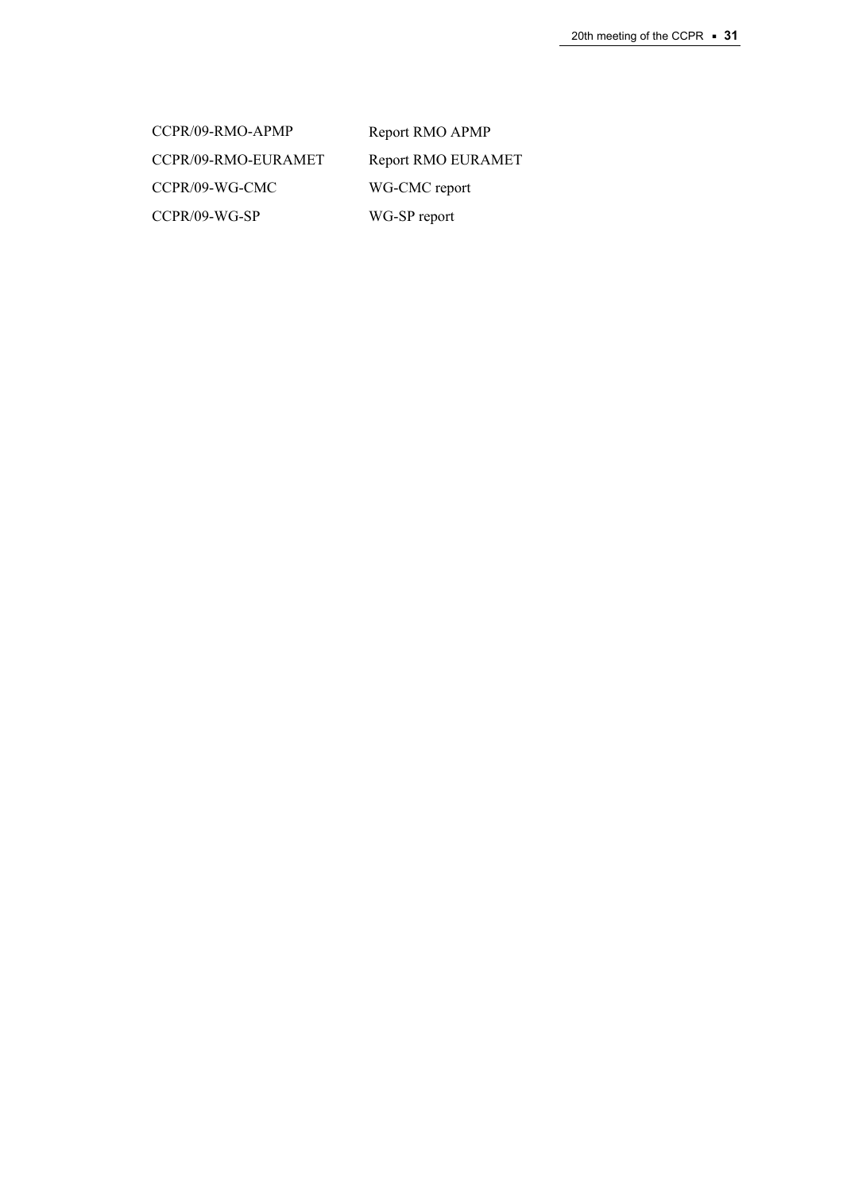| | |
|---|---|
| CCPR/09-RMO-APMP | Report RMO APMP |
| CCPR/09-RMO-EURAMET | Report RMO EURAMET |
| CCPR/09-WG-CMC | WG-CMC report |
| CCPR/09-WG-SP | WG-SP report |